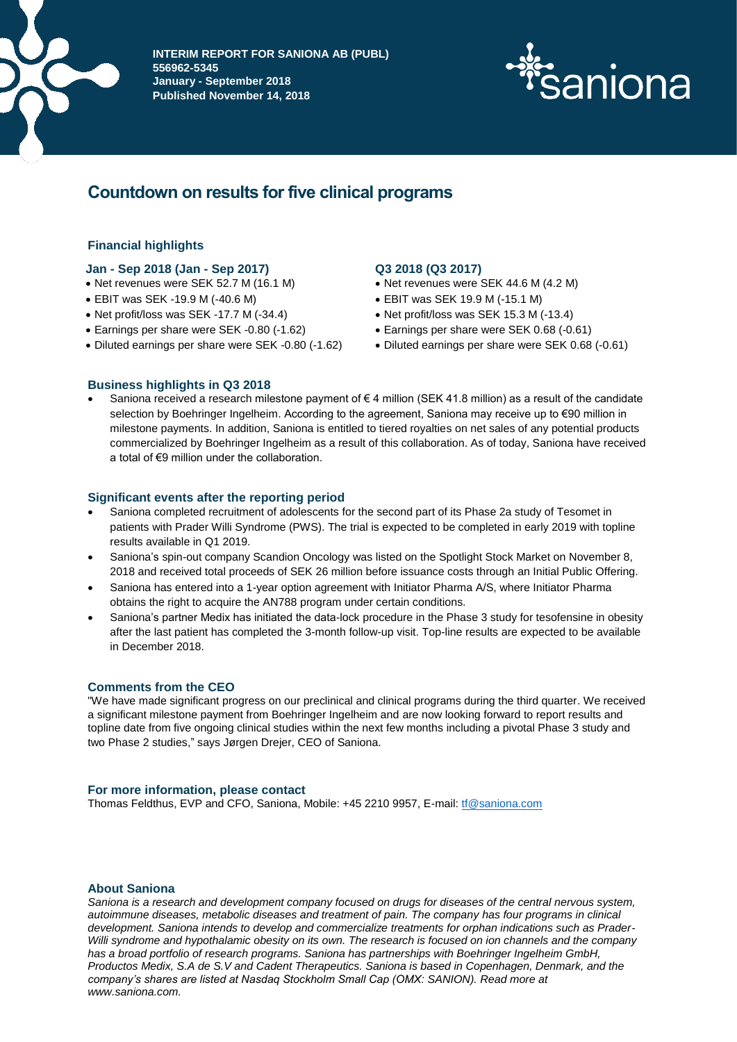**INTERIM REPORT FOR SANIONA AB (PUBL)**
**556962-5345**
**January - September 2018**
**Published November 14, 2018**

# Countdown on results for five clinical programs

## Financial highlights

### Jan - Sep 2018 (Jan - Sep 2017)

- Net revenues were SEK 52.7 M (16.1 M)
- EBIT was SEK -19.9 M (-40.6 M)
- Net profit/loss was SEK -17.7 M (-34.4)
- Earnings per share were SEK -0.80 (-1.62)
- Diluted earnings per share were SEK -0.80 (-1.62)

### Q3 2018 (Q3 2017)

- Net revenues were SEK 44.6 M (4.2 M)
- EBIT was SEK 19.9 M (-15.1 M)
- Net profit/loss was SEK 15.3 M (-13.4)
- Earnings per share were SEK 0.68 (-0.61)
- Diluted earnings per share were SEK 0.68 (-0.61)

## Business highlights in Q3 2018

- Saniona received a research milestone payment of € 4 million (SEK 41.8 million) as a result of the candidate selection by Boehringer Ingelheim. According to the agreement, Saniona may receive up to €90 million in milestone payments. In addition, Saniona is entitled to tiered royalties on net sales of any potential products commercialized by Boehringer Ingelheim as a result of this collaboration. As of today, Saniona have received a total of €9 million under the collaboration.

## Significant events after the reporting period

- Saniona completed recruitment of adolescents for the second part of its Phase 2a study of Tesomet in patients with Prader Willi Syndrome (PWS). The trial is expected to be completed in early 2019 with topline results available in Q1 2019.
- Saniona's spin-out company Scandion Oncology was listed on the Spotlight Stock Market on November 8, 2018 and received total proceeds of SEK 26 million before issuance costs through an Initial Public Offering.
- Saniona has entered into a 1-year option agreement with Initiator Pharma A/S, where Initiator Pharma obtains the right to acquire the AN788 program under certain conditions.
- Saniona's partner Medix has initiated the data-lock procedure in the Phase 3 study for tesofensine in obesity after the last patient has completed the 3-month follow-up visit. Top-line results are expected to be available in December 2018.

## Comments from the CEO

"We have made significant progress on our preclinical and clinical programs during the third quarter. We received a significant milestone payment from Boehringer Ingelheim and are now looking forward to report results and topline date from five ongoing clinical studies within the next few months including a pivotal Phase 3 study and two Phase 2 studies," says Jørgen Drejer, CEO of Saniona.

## For more information, please contact

Thomas Feldthus, EVP and CFO, Saniona, Mobile: +45 2210 9957, E-mail: tf@saniona.com

## About Saniona

*Saniona is a research and development company focused on drugs for diseases of the central nervous system, autoimmune diseases, metabolic diseases and treatment of pain. The company has four programs in clinical development. Saniona intends to develop and commercialize treatments for orphan indications such as Prader-Willi syndrome and hypothalamic obesity on its own. The research is focused on ion channels and the company has a broad portfolio of research programs. Saniona has partnerships with Boehringer Ingelheim GmbH, Productos Medix, S.A de S.V and Cadent Therapeutics. Saniona is based in Copenhagen, Denmark, and the company's shares are listed at Nasdaq Stockholm Small Cap (OMX: SANION). Read more at www.saniona.com.*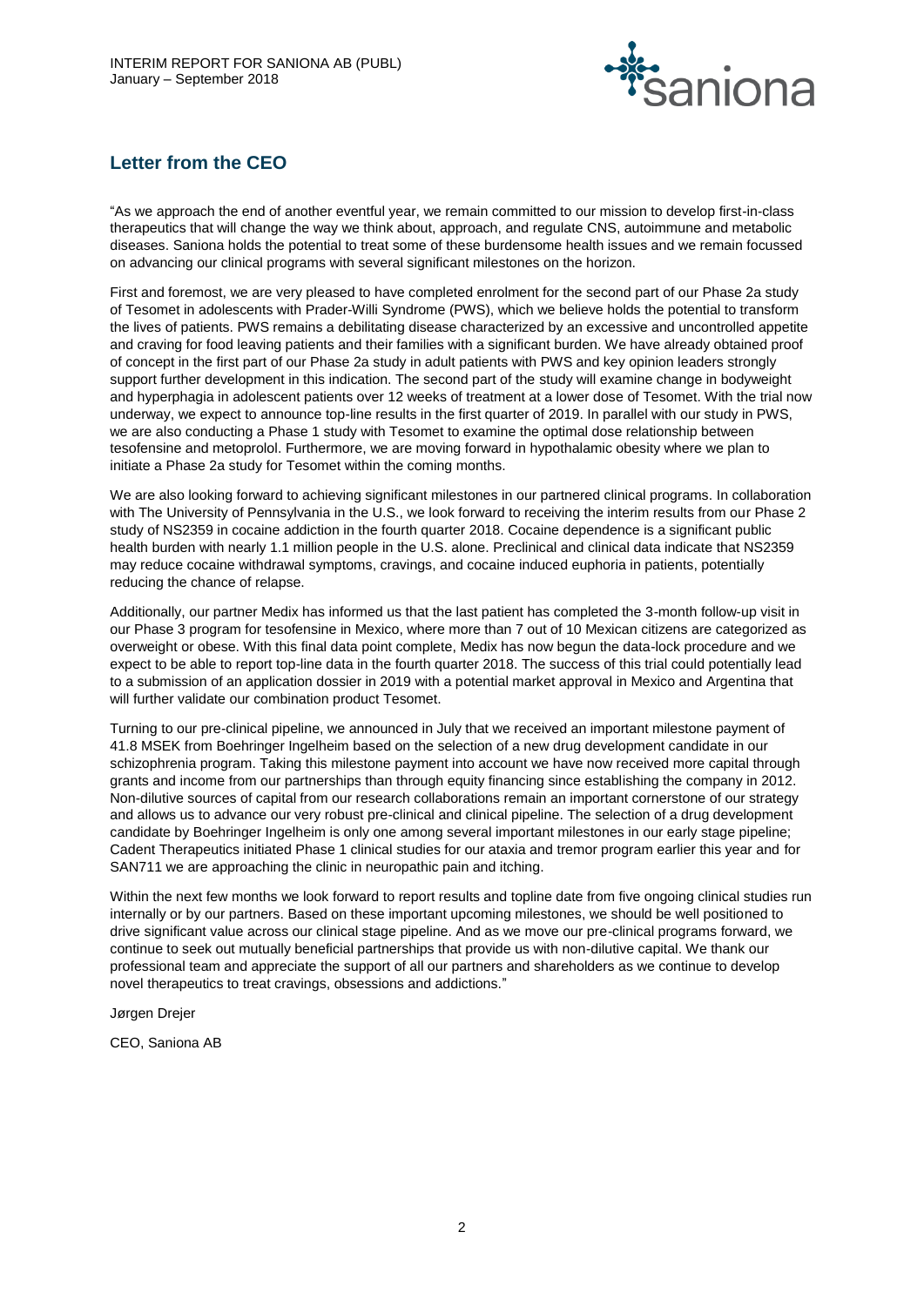## Letter from the CEO

"As we approach the end of another eventful year, we remain committed to our mission to develop first-in-class therapeutics that will change the way we think about, approach, and regulate CNS, autoimmune and metabolic diseases. Saniona holds the potential to treat some of these burdensome health issues and we remain focussed on advancing our clinical programs with several significant milestones on the horizon.

First and foremost, we are very pleased to have completed enrolment for the second part of our Phase 2a study of Tesomet in adolescents with Prader-Willi Syndrome (PWS), which we believe holds the potential to transform the lives of patients. PWS remains a debilitating disease characterized by an excessive and uncontrolled appetite and craving for food leaving patients and their families with a significant burden. We have already obtained proof of concept in the first part of our Phase 2a study in adult patients with PWS and key opinion leaders strongly support further development in this indication. The second part of the study will examine change in bodyweight and hyperphagia in adolescent patients over 12 weeks of treatment at a lower dose of Tesomet. With the trial now underway, we expect to announce top-line results in the first quarter of 2019. In parallel with our study in PWS, we are also conducting a Phase 1 study with Tesomet to examine the optimal dose relationship between tesofensine and metoprolol. Furthermore, we are moving forward in hypothalamic obesity where we plan to initiate a Phase 2a study for Tesomet within the coming months.

We are also looking forward to achieving significant milestones in our partnered clinical programs. In collaboration with The University of Pennsylvania in the U.S., we look forward to receiving the interim results from our Phase 2 study of NS2359 in cocaine addiction in the fourth quarter 2018. Cocaine dependence is a significant public health burden with nearly 1.1 million people in the U.S. alone. Preclinical and clinical data indicate that NS2359 may reduce cocaine withdrawal symptoms, cravings, and cocaine induced euphoria in patients, potentially reducing the chance of relapse.

Additionally, our partner Medix has informed us that the last patient has completed the 3-month follow-up visit in our Phase 3 program for tesofensine in Mexico, where more than 7 out of 10 Mexican citizens are categorized as overweight or obese. With this final data point complete, Medix has now begun the data-lock procedure and we expect to be able to report top-line data in the fourth quarter 2018. The success of this trial could potentially lead to a submission of an application dossier in 2019 with a potential market approval in Mexico and Argentina that will further validate our combination product Tesomet.

Turning to our pre-clinical pipeline, we announced in July that we received an important milestone payment of 41.8 MSEK from Boehringer Ingelheim based on the selection of a new drug development candidate in our schizophrenia program. Taking this milestone payment into account we have now received more capital through grants and income from our partnerships than through equity financing since establishing the company in 2012. Non-dilutive sources of capital from our research collaborations remain an important cornerstone of our strategy and allows us to advance our very robust pre-clinical and clinical pipeline. The selection of a drug development candidate by Boehringer Ingelheim is only one among several important milestones in our early stage pipeline; Cadent Therapeutics initiated Phase 1 clinical studies for our ataxia and tremor program earlier this year and for SAN711 we are approaching the clinic in neuropathic pain and itching.

Within the next few months we look forward to report results and topline date from five ongoing clinical studies run internally or by our partners. Based on these important upcoming milestones, we should be well positioned to drive significant value across our clinical stage pipeline. And as we move our pre-clinical programs forward, we continue to seek out mutually beneficial partnerships that provide us with non-dilutive capital. We thank our professional team and appreciate the support of all our partners and shareholders as we continue to develop novel therapeutics to treat cravings, obsessions and addictions."

Jørgen Drejer

CEO, Saniona AB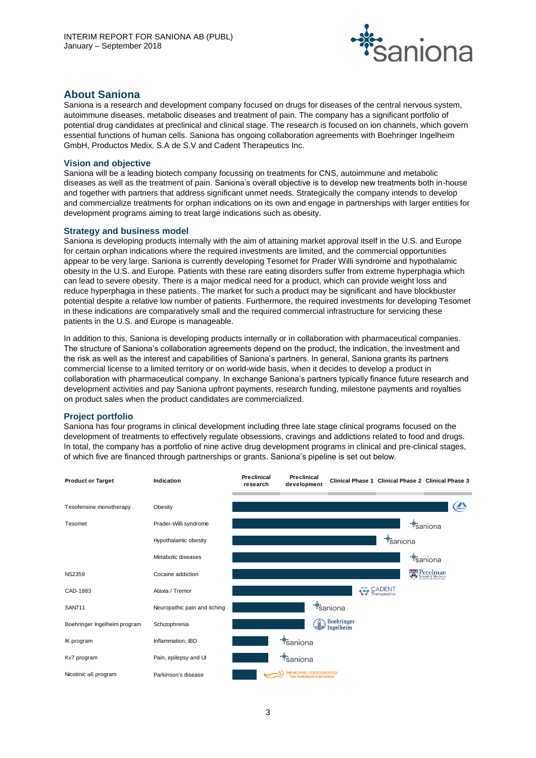## About Saniona

Saniona is a research and development company focused on drugs for diseases of the central nervous system, autoimmune diseases, metabolic diseases and treatment of pain. The company has a significant portfolio of potential drug candidates at preclinical and clinical stage. The research is focused on ion channels, which govern essential functions of human cells. Saniona has ongoing collaboration agreements with Boehringer Ingelheim GmbH, Productos Medix, S.A de S.V and Cadent Therapeutics Inc.

### Vision and objective

Saniona will be a leading biotech company focussing on treatments for CNS, autoimmune and metabolic diseases as well as the treatment of pain. Saniona's overall objective is to develop new treatments both in-house and together with partners that address significant unmet needs. Strategically the company intends to develop and commercialize treatments for orphan indications on its own and engage in partnerships with larger entities for development programs aiming to treat large indications such as obesity.

### Strategy and business model

Saniona is developing products internally with the aim of attaining market approval itself in the U.S. and Europe for certain orphan indications where the required investments are limited, and the commercial opportunities appear to be very large. Saniona is currently developing Tesomet for Prader Willi syndrome and hypothalamic obesity in the U.S. and Europe. Patients with these rare eating disorders suffer from extreme hyperphagia which can lead to severe obesity. There is a major medical need for a product, which can provide weight loss and reduce hyperphagia in these patients. The market for such a product may be significant and have blockbuster potential despite a relative low number of patients. Furthermore, the required investments for developing Tesomet in these indications are comparatively small and the required commercial infrastructure for servicing these patients in the U.S. and Europe is manageable.

In addition to this, Saniona is developing products internally or in collaboration with pharmaceutical companies. The structure of Saniona's collaboration agreements depend on the product, the indication, the investment and the risk as well as the interest and capabilities of Saniona's partners. In general, Saniona grants its partners commercial license to a limited territory or on world-wide basis, when it decides to develop a product in collaboration with pharmaceutical company. In exchange Saniona's partners typically finance future research and development activities and pay Saniona upfront payments, research funding, milestone payments and royalties on product sales when the product candidates are commercialized.

### Project portfolio

Saniona has four programs in clinical development including three late stage clinical programs focused on the development of treatments to effectively regulate obsessions, cravings and addictions related to food and drugs. In total, the company has a portfolio of nine active drug development programs in clinical and pre-clinical stages, of which five are financed through partnerships or grants. Saniona's pipeline is set out below.

| Product or Target | Indication | Stage reached (Preclinical research / Preclinical development / Clinical Phase 1 / Clinical Phase 2 / Clinical Phase 3) | Partner |
|---|---|---|---|
| Tesofensine monotherapy | Obesity | Clinical Phase 3 | Medix |
| Tesomet | Prader-Willi syndrome | Clinical Phase 2 | saniona |
| | Hypothalamic obesity | Clinical Phase 2 | saniona |
| | Metabolic diseases | Clinical Phase 2 | saniona |
| NS2359 | Cocaine addiction | Clinical Phase 2 | Perelman School of Medicine |
| CAD-1883 | Ataxia / Tremor | Clinical Phase 1 | CADENT Therapeutics |
| SAN711 | Neuropathic pain and itching | Preclinical development | saniona |
| Boehringer Ingelheim program | Schizophrenia | Preclinical development | Boehringer Ingelheim |
| IK program | Inflammation, IBD | Preclinical research | saniona |
| Kv7 program | Pain, epilepsy and UI | Preclinical research | saniona |
| Nicotinic α6 program | Parkinson's disease | Preclinical research | The Michael J. Fox Foundation for Parkinson's Research |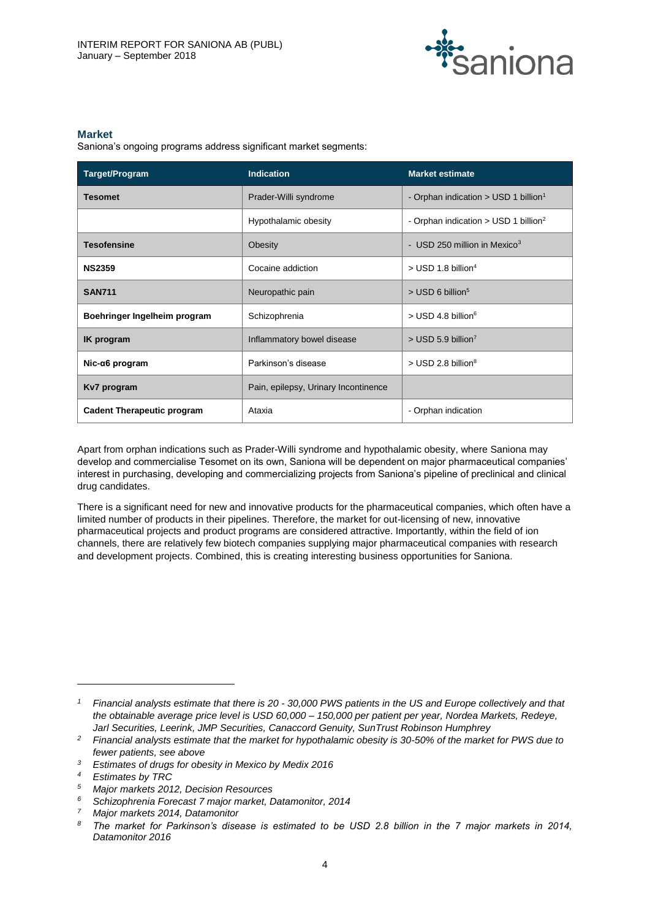## Market

Saniona's ongoing programs address significant market segments:

| Target/Program | Indication | Market estimate |
| --- | --- | --- |
| **Tesomet** | Prader-Willi syndrome | - Orphan indication > USD 1 billion[1] |
| | Hypothalamic obesity | - Orphan indication > USD 1 billion[2] |
| **Tesofensine** | Obesity | - USD 250 million in Mexico[3] |
| **NS2359** | Cocaine addiction | > USD 1.8 billion[4] |
| **SAN711** | Neuropathic pain | > USD 6 billion[5] |
| **Boehringer Ingelheim program** | Schizophrenia | > USD 4.8 billion[6] |
| **IK program** | Inflammatory bowel disease | > USD 5.9 billion[7] |
| **Nic-α6 program** | Parkinson's disease | > USD 2.8 billion[8] |
| **Kv7 program** | Pain, epilepsy, Urinary Incontinence | |
| **Cadent Therapeutic program** | Ataxia | - Orphan indication |

Apart from orphan indications such as Prader-Willi syndrome and hypothalamic obesity, where Saniona may develop and commercialise Tesomet on its own, Saniona will be dependent on major pharmaceutical companies' interest in purchasing, developing and commercializing projects from Saniona's pipeline of preclinical and clinical drug candidates.

There is a significant need for new and innovative products for the pharmaceutical companies, which often have a limited number of products in their pipelines. Therefore, the market for out-licensing of new, innovative pharmaceutical projects and product programs are considered attractive. Importantly, within the field of ion channels, there are relatively few biotech companies supplying major pharmaceutical companies with research and development projects. Combined, this is creating interesting business opportunities for Saniona.

---

[1] *Financial analysts estimate that there is 20 - 30,000 PWS patients in the US and Europe collectively and that the obtainable average price level is USD 60,000 – 150,000 per patient per year, Nordea Markets, Redeye, Jarl Securities, Leerink, JMP Securities, Canaccord Genuity, SunTrust Robinson Humphrey*

[2] *Financial analysts estimate that the market for hypothalamic obesity is 30-50% of the market for PWS due to fewer patients, see above*

[3] *Estimates of drugs for obesity in Mexico by Medix 2016*

[4] *Estimates by TRC*

[5] *Major markets 2012, Decision Resources*

[6] *Schizophrenia Forecast 7 major market, Datamonitor, 2014*

[7] *Major markets 2014, Datamonitor*

[8] *The market for Parkinson's disease is estimated to be USD 2.8 billion in the 7 major markets in 2014, Datamonitor 2016*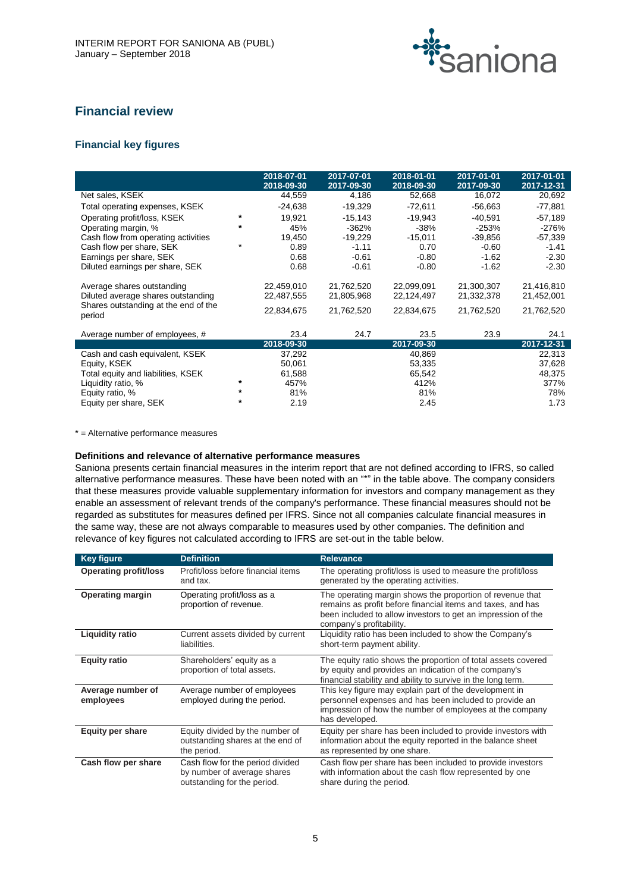## Financial review

### Financial key figures

| | | 2018-07-01 2018-09-30 | 2017-07-01 2017-09-30 | 2018-01-01 2018-09-30 | 2017-01-01 2017-09-30 | 2017-01-01 2017-12-31 |
|---|---|---|---|---|---|---|
| Net sales, KSEK | | 44,559 | 4,186 | 52,668 | 16,072 | 20,692 |
| Total operating expenses, KSEK | | -24,638 | -19,329 | -72,611 | -56,663 | -77,881 |
| Operating profit/loss, KSEK | * | 19,921 | -15,143 | -19,943 | -40,591 | -57,189 |
| Operating margin, % | * | 45% | -362% | -38% | -253% | -276% |
| Cash flow from operating activities | | 19,450 | -19,229 | -15,011 | -39,856 | -57,339 |
| Cash flow per share, SEK | * | 0.89 | -1.11 | 0.70 | -0.60 | -1.41 |
| Earnings per share, SEK | | 0.68 | -0.61 | -0.80 | -1.62 | -2.30 |
| Diluted earnings per share, SEK | | 0.68 | -0.61 | -0.80 | -1.62 | -2.30 |
| Average shares outstanding | | 22,459,010 | 21,762,520 | 22,099,091 | 21,300,307 | 21,416,810 |
| Diluted average shares outstanding | | 22,487,555 | 21,805,968 | 22,124,497 | 21,332,378 | 21,452,001 |
| Shares outstanding at the end of the period | | 22,834,675 | 21,762,520 | 22,834,675 | 21,762,520 | 21,762,520 |
| Average number of employees, # | | 23.4 | 24.7 | 23.5 | 23.9 | 24.1 |
| | | 2018-09-30 | | 2017-09-30 | | 2017-12-31 |
| Cash and cash equivalent, KSEK | | 37,292 | | 40,869 | | 22,313 |
| Equity, KSEK | | 50,061 | | 53,335 | | 37,628 |
| Total equity and liabilities, KSEK | | 61,588 | | 65,542 | | 48,375 |
| Liquidity ratio, % | * | 457% | | 412% | | 377% |
| Equity ratio, % | * | 81% | | 81% | | 78% |
| Equity per share, SEK | * | 2.19 | | 2.45 | | 1.73 |

* = Alternative performance measures

**Definitions and relevance of alternative performance measures**

Sanionа presents certain financial measures in the interim report that are not defined according to IFRS, so called alternative performance measures. These have been noted with an "*" in the table above. The company considers that these measures provide valuable supplementary information for investors and company management as they enable an assessment of relevant trends of the company's performance. These financial measures should not be regarded as substitutes for measures defined per IFRS. Since not all companies calculate financial measures in the same way, these are not always comparable to measures used by other companies. The definition and relevance of key figures not calculated according to IFRS are set-out in the table below.

| Key figure | Definition | Relevance |
|---|---|---|
| **Operating profit/loss** | Profit/loss before financial items and tax. | The operating profit/loss is used to measure the profit/loss generated by the operating activities. |
| **Operating margin** | Operating profit/loss as a proportion of revenue. | The operating margin shows the proportion of revenue that remains as profit before financial items and taxes, and has been included to allow investors to get an impression of the company's profitability. |
| **Liquidity ratio** | Current assets divided by current liabilities. | Liquidity ratio has been included to show the Company's short-term payment ability. |
| **Equity ratio** | Shareholders' equity as a proportion of total assets. | The equity ratio shows the proportion of total assets covered by equity and provides an indication of the company's financial stability and ability to survive in the long term. |
| **Average number of employees** | Average number of employees employed during the period. | This key figure may explain part of the development in personnel expenses and has been included to provide an impression of how the number of employees at the company has developed. |
| **Equity per share** | Equity divided by the number of outstanding shares at the end of the period. | Equity per share has been included to provide investors with information about the equity reported in the balance sheet as represented by one share. |
| **Cash flow per share** | Cash flow for the period divided by number of average shares outstanding for the period. | Cash flow per share has been included to provide investors with information about the cash flow represented by one share during the period. |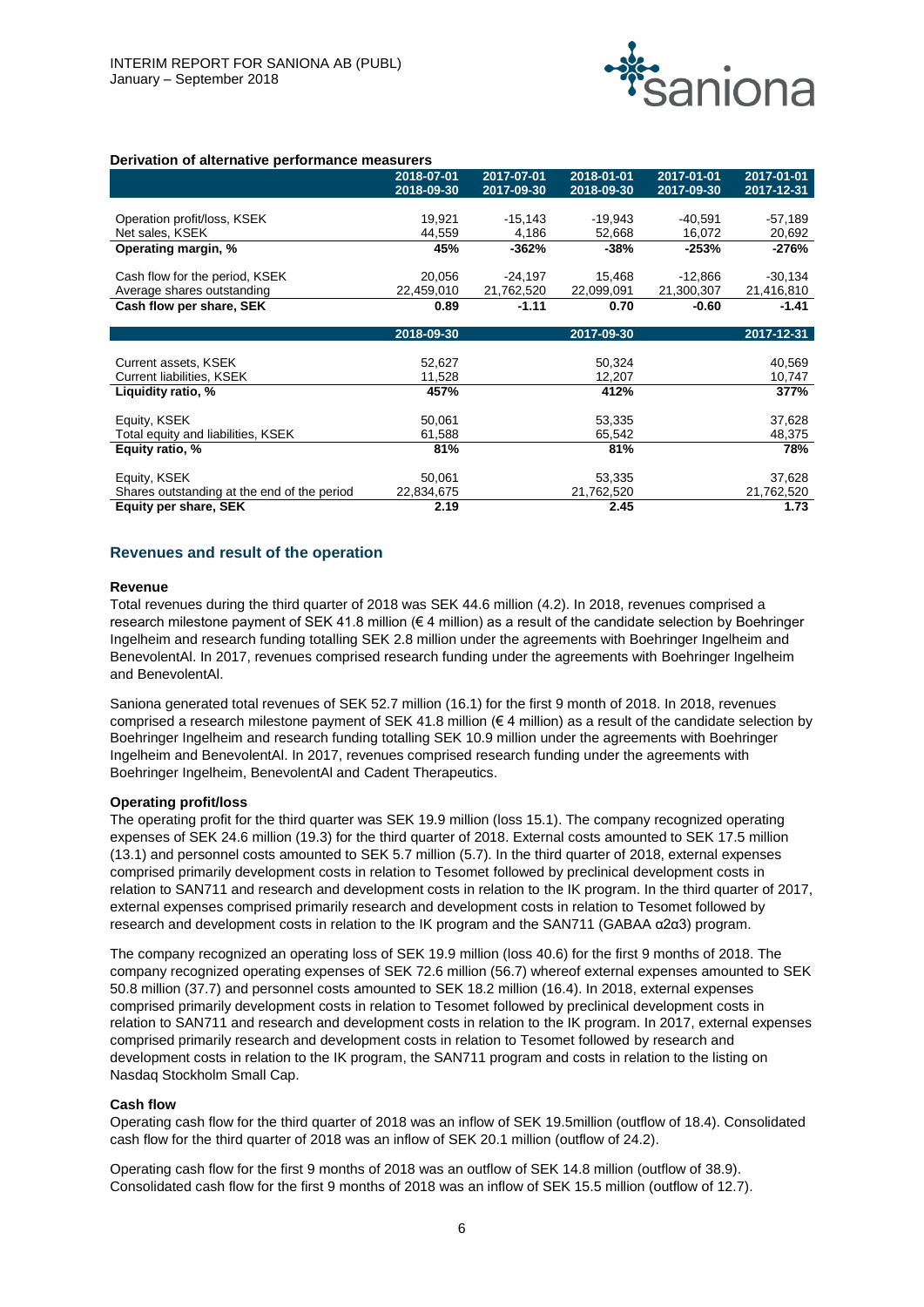### Derivation of alternative performance measurers

| | 2018-07-01 2018-09-30 | 2017-07-01 2017-09-30 | 2018-01-01 2018-09-30 | 2017-01-01 2017-09-30 | 2017-01-01 2017-12-31 |
|---|---|---|---|---|---|
| Operation profit/loss, KSEK | 19,921 | -15,143 | -19,943 | -40,591 | -57,189 |
| Net sales, KSEK | 44,559 | 4,186 | 52,668 | 16,072 | 20,692 |
| **Operating margin, %** | **45%** | **-362%** | **-38%** | **-253%** | **-276%** |
| Cash flow for the period, KSEK | 20,056 | -24,197 | 15,468 | -12,866 | -30,134 |
| Average shares outstanding | 22,459,010 | 21,762,520 | 22,099,091 | 21,300,307 | 21,416,810 |
| **Cash flow per share, SEK** | **0.89** | **-1.11** | **0.70** | **-0.60** | **-1.41** |

| | 2018-09-30 | 2017-09-30 | 2017-12-31 |
|---|---|---|---|
| Current assets, KSEK | 52,627 | 50,324 | 40,569 |
| Current liabilities, KSEK | 11,528 | 12,207 | 10,747 |
| **Liquidity ratio, %** | **457%** | **412%** | **377%** |
| Equity, KSEK | 50,061 | 53,335 | 37,628 |
| Total equity and liabilities, KSEK | 61,588 | 65,542 | 48,375 |
| **Equity ratio, %** | **81%** | **81%** | **78%** |
| Equity, KSEK | 50,061 | 53,335 | 37,628 |
| Shares outstanding at the end of the period | 22,834,675 | 21,762,520 | 21,762,520 |
| **Equity per share, SEK** | **2.19** | **2.45** | **1.73** |

## Revenues and result of the operation

### Revenue

Total revenues during the third quarter of 2018 was SEK 44.6 million (4.2). In 2018, revenues comprised a research milestone payment of SEK 41.8 million (€ 4 million) as a result of the candidate selection by Boehringer Ingelheim and research funding totalling SEK 2.8 million under the agreements with Boehringer Ingelheim and BenevolentAl. In 2017, revenues comprised research funding under the agreements with Boehringer Ingelheim and BenevolentAl.

Saniona generated total revenues of SEK 52.7 million (16.1) for the first 9 month of 2018. In 2018, revenues comprised a research milestone payment of SEK 41.8 million (€ 4 million) as a result of the candidate selection by Boehringer Ingelheim and research funding totalling SEK 10.9 million under the agreements with Boehringer Ingelheim and BenevolentAl. In 2017, revenues comprised research funding under the agreements with Boehringer Ingelheim, BenevolentAl and Cadent Therapeutics.

### Operating profit/loss

The operating profit for the third quarter was SEK 19.9 million (loss 15.1). The company recognized operating expenses of SEK 24.6 million (19.3) for the third quarter of 2018. External costs amounted to SEK 17.5 million (13.1) and personnel costs amounted to SEK 5.7 million (5.7). In the third quarter of 2018, external expenses comprised primarily development costs in relation to Tesomet followed by preclinical development costs in relation to SAN711 and research and development costs in relation to the IK program. In the third quarter of 2017, external expenses comprised primarily research and development costs in relation to Tesomet followed by research and development costs in relation to the IK program and the SAN711 (GABAA α2α3) program.

The company recognized an operating loss of SEK 19.9 million (loss 40.6) for the first 9 months of 2018. The company recognized operating expenses of SEK 72.6 million (56.7) whereof external expenses amounted to SEK 50.8 million (37.7) and personnel costs amounted to SEK 18.2 million (16.4). In 2018, external expenses comprised primarily development costs in relation to Tesomet followed by preclinical development costs in relation to SAN711 and research and development costs in relation to the IK program. In 2017, external expenses comprised primarily research and development costs in relation to Tesomet followed by research and development costs in relation to the IK program, the SAN711 program and costs in relation to the listing on Nasdaq Stockholm Small Cap.

### Cash flow

Operating cash flow for the third quarter of 2018 was an inflow of SEK 19.5million (outflow of 18.4). Consolidated cash flow for the third quarter of 2018 was an inflow of SEK 20.1 million (outflow of 24.2).

Operating cash flow for the first 9 months of 2018 was an outflow of SEK 14.8 million (outflow of 38.9). Consolidated cash flow for the first 9 months of 2018 was an inflow of SEK 15.5 million (outflow of 12.7).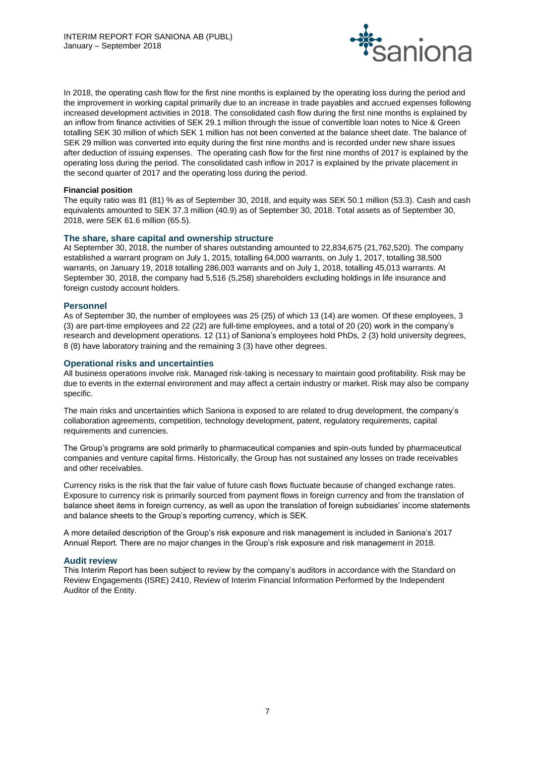In 2018, the operating cash flow for the first nine months is explained by the operating loss during the period and the improvement in working capital primarily due to an increase in trade payables and accrued expenses following increased development activities in 2018. The consolidated cash flow during the first nine months is explained by an inflow from finance activities of SEK 29.1 million through the issue of convertible loan notes to Nice & Green totalling SEK 30 million of which SEK 1 million has not been converted at the balance sheet date. The balance of SEK 29 million was converted into equity during the first nine months and is recorded under new share issues after deduction of issuing expenses. The operating cash flow for the first nine months of 2017 is explained by the operating loss during the period. The consolidated cash inflow in 2017 is explained by the private placement in the second quarter of 2017 and the operating loss during the period.

**Financial position**

The equity ratio was 81 (81) % as of September 30, 2018, and equity was SEK 50.1 million (53.3). Cash and cash equivalents amounted to SEK 37.3 million (40.9) as of September 30, 2018. Total assets as of September 30, 2018, were SEK 61.6 million (65.5).

## The share, share capital and ownership structure

At September 30, 2018, the number of shares outstanding amounted to 22,834,675 (21,762,520). The company established a warrant program on July 1, 2015, totalling 64,000 warrants, on July 1, 2017, totalling 38,500 warrants, on January 19, 2018 totalling 286,003 warrants and on July 1, 2018, totalling 45,013 warrants. At September 30, 2018, the company had 5,516 (5,258) shareholders excluding holdings in life insurance and foreign custody account holders.

## Personnel

As of September 30, the number of employees was 25 (25) of which 13 (14) are women. Of these employees, 3 (3) are part-time employees and 22 (22) are full-time employees, and a total of 20 (20) work in the company's research and development operations. 12 (11) of Saniona's employees hold PhDs, 2 (3) hold university degrees, 8 (8) have laboratory training and the remaining 3 (3) have other degrees.

## Operational risks and uncertainties

All business operations involve risk. Managed risk-taking is necessary to maintain good profitability. Risk may be due to events in the external environment and may affect a certain industry or market. Risk may also be company specific.

The main risks and uncertainties which Saniona is exposed to are related to drug development, the company's collaboration agreements, competition, technology development, patent, regulatory requirements, capital requirements and currencies.

The Group's programs are sold primarily to pharmaceutical companies and spin-outs funded by pharmaceutical companies and venture capital firms. Historically, the Group has not sustained any losses on trade receivables and other receivables.

Currency risks is the risk that the fair value of future cash flows fluctuate because of changed exchange rates. Exposure to currency risk is primarily sourced from payment flows in foreign currency and from the translation of balance sheet items in foreign currency, as well as upon the translation of foreign subsidiaries' income statements and balance sheets to the Group's reporting currency, which is SEK.

A more detailed description of the Group's risk exposure and risk management is included in Saniona's 2017 Annual Report. There are no major changes in the Group's risk exposure and risk management in 2018.

## Audit review

This Interim Report has been subject to review by the company's auditors in accordance with the Standard on Review Engagements (ISRE) 2410, Review of Interim Financial Information Performed by the Independent Auditor of the Entity.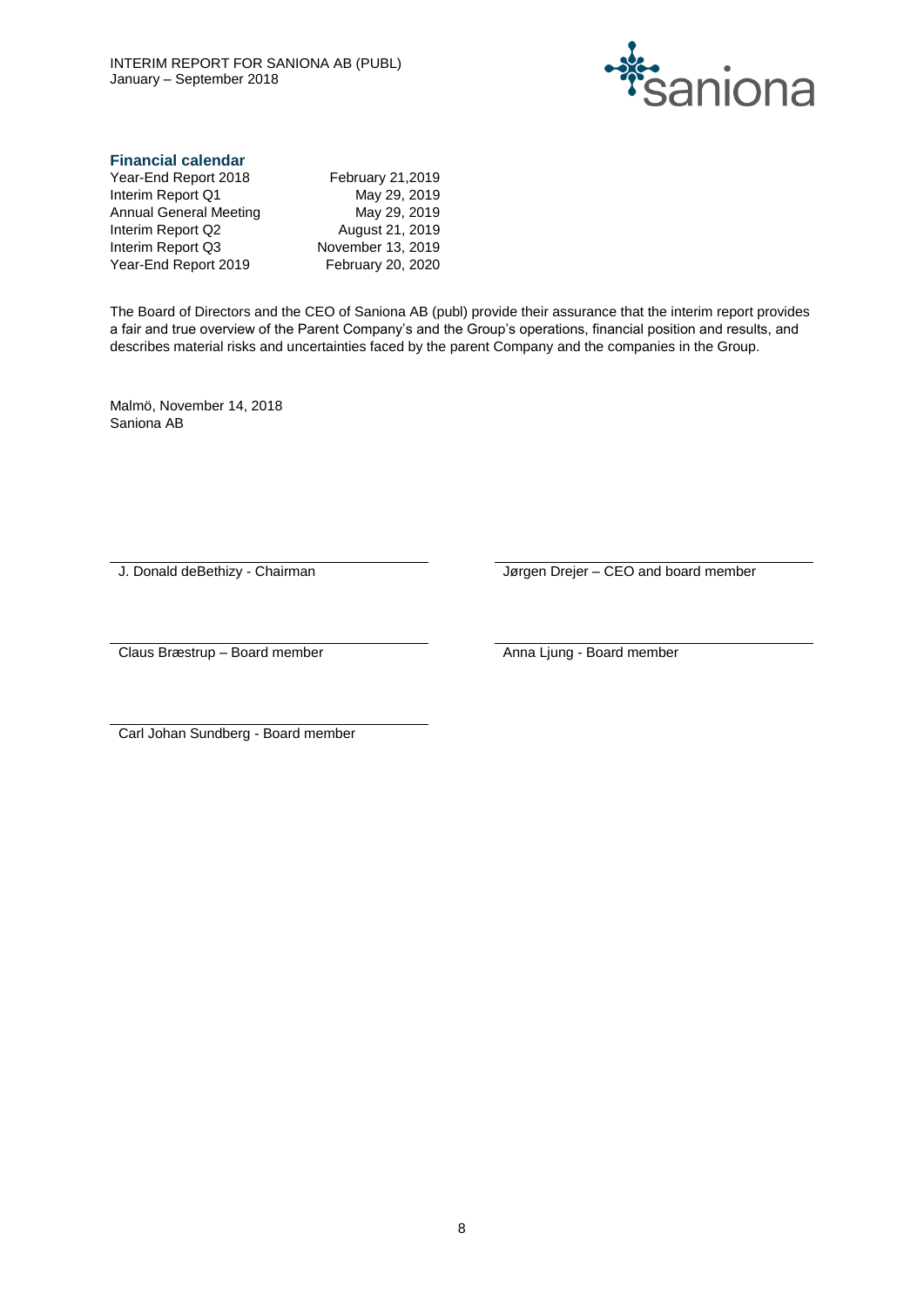### Financial calendar

| | |
|---|---|
| Year-End Report 2018 | February 21,2019 |
| Interim Report Q1 | May 29, 2019 |
| Annual General Meeting | May 29, 2019 |
| Interim Report Q2 | August 21, 2019 |
| Interim Report Q3 | November 13, 2019 |
| Year-End Report 2019 | February 20, 2020 |

The Board of Directors and the CEO of Saniona AB (publ) provide their assurance that the interim report provides a fair and true overview of the Parent Company's and the Group's operations, financial position and results, and describes material risks and uncertainties faced by the parent Company and the companies in the Group.

Malmö, November 14, 2018
Saniona AB

J. Donald deBethizy - Chairman

Jørgen Drejer – CEO and board member

Claus Bræstrup – Board member

Anna Ljung - Board member

Carl Johan Sundberg - Board member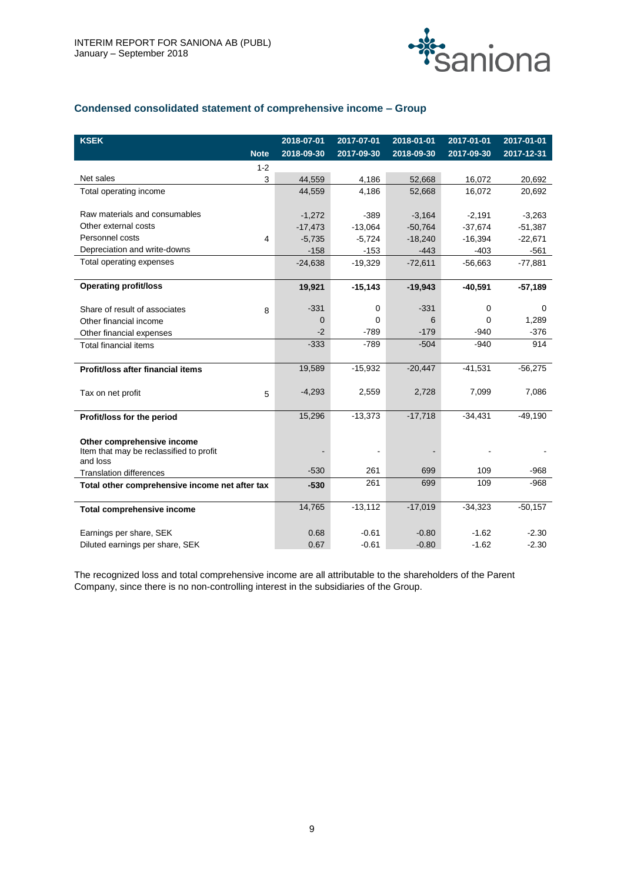## Condensed consolidated statement of comprehensive income – Group

| KSEK | Note | 2018-07-01 2018-09-30 | 2017-07-01 2017-09-30 | 2018-01-01 2018-09-30 | 2017-01-01 2017-09-30 | 2017-01-01 2017-12-31 |
|---|---|---|---|---|---|---|
| | 1-2 | | | | | |
| Net sales | 3 | 44,559 | 4,186 | 52,668 | 16,072 | 20,692 |
| Total operating income | | 44,559 | 4,186 | 52,668 | 16,072 | 20,692 |
| Raw materials and consumables | | -1,272 | -389 | -3,164 | -2,191 | -3,263 |
| Other external costs | | -17,473 | -13,064 | -50,764 | -37,674 | -51,387 |
| Personnel costs | 4 | -5,735 | -5,724 | -18,240 | -16,394 | -22,671 |
| Depreciation and write-downs | | -158 | -153 | -443 | -403 | -561 |
| Total operating expenses | | -24,638 | -19,329 | -72,611 | -56,663 | -77,881 |
| **Operating profit/loss** | | **19,921** | **-15,143** | **-19,943** | **-40,591** | **-57,189** |
| Share of result of associates | 8 | -331 | 0 | -331 | 0 | 0 |
| Other financial income | | 0 | 0 | 6 | 0 | 1,289 |
| Other financial expenses | | -2 | -789 | -179 | -940 | -376 |
| Total financial items | | -333 | -789 | -504 | -940 | 914 |
| **Profit/loss after financial items** | | 19,589 | -15,932 | -20,447 | -41,531 | -56,275 |
| Tax on net profit | 5 | -4,293 | 2,559 | 2,728 | 7,099 | 7,086 |
| **Profit/loss for the period** | | 15,296 | -13,373 | -17,718 | -34,431 | -49,190 |
| **Other comprehensive income** | | | | | | |
| Item that may be reclassified to profit and loss | | - | - | - | - | - |
| Translation differences | | -530 | 261 | 699 | 109 | -968 |
| **Total other comprehensive income net after tax** | | **-530** | 261 | 699 | 109 | -968 |
| **Total comprehensive income** | | 14,765 | -13,112 | -17,019 | -34,323 | -50,157 |
| Earnings per share, SEK | | 0.68 | -0.61 | -0.80 | -1.62 | -2.30 |
| Diluted earnings per share, SEK | | 0.67 | -0.61 | -0.80 | -1.62 | -2.30 |

The recognized loss and total comprehensive income are all attributable to the shareholders of the Parent Company, since there is no non-controlling interest in the subsidiaries of the Group.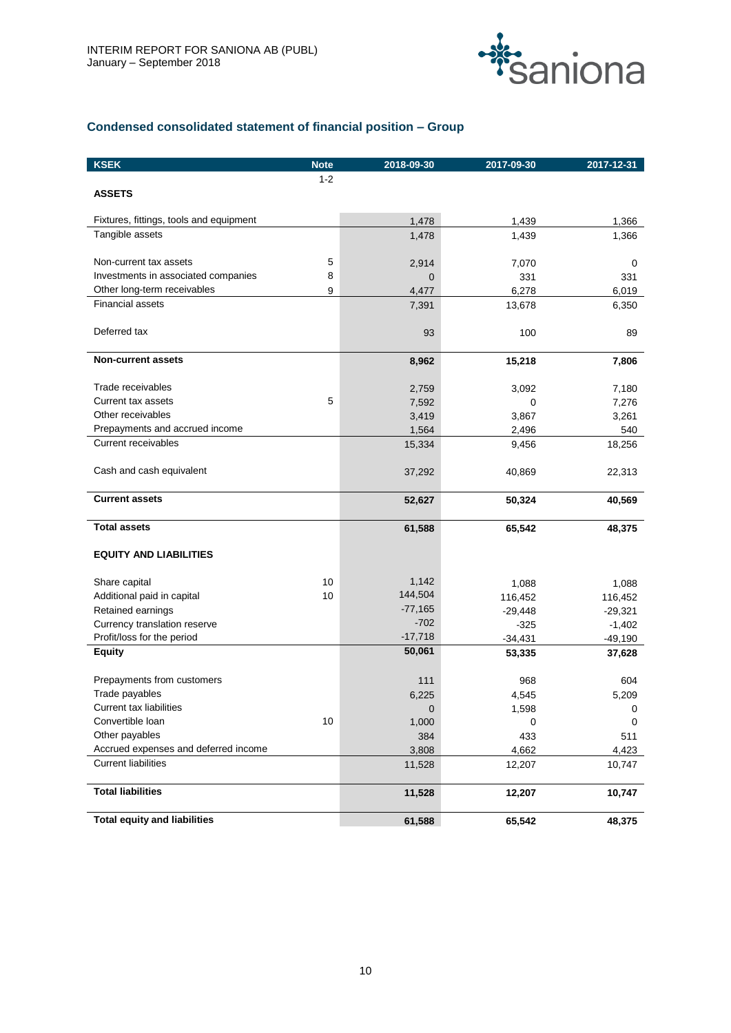## Condensed consolidated statement of financial position – Group

| KSEK | Note | 2018-09-30 | 2017-09-30 | 2017-12-31 |
|---|---|---|---|---|
| | 1-2 | | | |
| **ASSETS** | | | | |
| Fixtures, fittings, tools and equipment | | 1,478 | 1,439 | 1,366 |
| Tangible assets | | 1,478 | 1,439 | 1,366 |
| Non-current tax assets | 5 | 2,914 | 7,070 | 0 |
| Investments in associated companies | 8 | 0 | 331 | 331 |
| Other long-term receivables | 9 | 4,477 | 6,278 | 6,019 |
| Financial assets | | 7,391 | 13,678 | 6,350 |
| Deferred tax | | 93 | 100 | 89 |
| **Non-current assets** | | **8,962** | **15,218** | **7,806** |
| Trade receivables | | 2,759 | 3,092 | 7,180 |
| Current tax assets | 5 | 7,592 | 0 | 7,276 |
| Other receivables | | 3,419 | 3,867 | 3,261 |
| Prepayments and accrued income | | 1,564 | 2,496 | 540 |
| Current receivables | | 15,334 | 9,456 | 18,256 |
| Cash and cash equivalent | | 37,292 | 40,869 | 22,313 |
| **Current assets** | | **52,627** | **50,324** | **40,569** |
| **Total assets** | | **61,588** | **65,542** | **48,375** |
| **EQUITY AND LIABILITIES** | | | | |
| Share capital | 10 | 1,142 | 1,088 | 1,088 |
| Additional paid in capital | 10 | 144,504 | 116,452 | 116,452 |
| Retained earnings | | -77,165 | -29,448 | -29,321 |
| Currency translation reserve | | -702 | -325 | -1,402 |
| Profit/loss for the period | | -17,718 | -34,431 | -49,190 |
| **Equity** | | **50,061** | **53,335** | **37,628** |
| Prepayments from customers | | 111 | 968 | 604 |
| Trade payables | | 6,225 | 4,545 | 5,209 |
| Current tax liabilities | | 0 | 1,598 | 0 |
| Convertible loan | 10 | 1,000 | 0 | 0 |
| Other payables | | 384 | 433 | 511 |
| Accrued expenses and deferred income | | 3,808 | 4,662 | 4,423 |
| Current liabilities | | 11,528 | 12,207 | 10,747 |
| **Total liabilities** | | **11,528** | **12,207** | **10,747** |
| **Total equity and liabilities** | | **61,588** | **65,542** | **48,375** |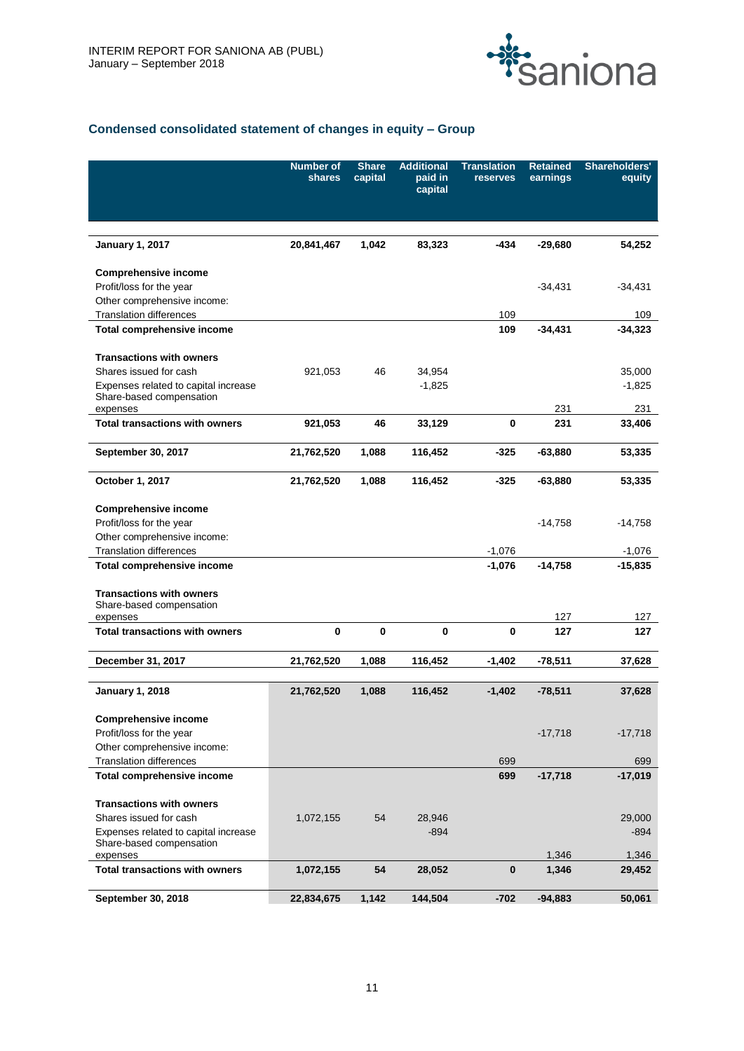## Condensed consolidated statement of changes in equity – Group

| | Number of shares | Share capital | Additional paid in capital | Translation reserves | Retained earnings | Shareholders' equity |
|---|---|---|---|---|---|---|
| **January 1, 2017** | **20,841,467** | **1,042** | **83,323** | **-434** | **-29,680** | **54,252** |
| **Comprehensive income** | | | | | | |
| Profit/loss for the year | | | | | -34,431 | -34,431 |
| Other comprehensive income: | | | | | | |
| Translation differences | | | | 109 | | 109 |
| **Total comprehensive income** | | | | **109** | **-34,431** | **-34,323** |
| **Transactions with owners** | | | | | | |
| Shares issued for cash | 921,053 | 46 | 34,954 | | | 35,000 |
| Expenses related to capital increase | | | -1,825 | | | -1,825 |
| Share-based compensation expenses | | | | | 231 | 231 |
| **Total transactions with owners** | **921,053** | **46** | **33,129** | **0** | **231** | **33,406** |
| **September 30, 2017** | **21,762,520** | **1,088** | **116,452** | **-325** | **-63,880** | **53,335** |
| **October 1, 2017** | **21,762,520** | **1,088** | **116,452** | **-325** | **-63,880** | **53,335** |
| **Comprehensive income** | | | | | | |
| Profit/loss for the year | | | | | -14,758 | -14,758 |
| Other comprehensive income: | | | | | | |
| Translation differences | | | | -1,076 | | -1,076 |
| **Total comprehensive income** | | | | **-1,076** | **-14,758** | **-15,835** |
| **Transactions with owners** | | | | | | |
| Share-based compensation expenses | | | | | 127 | 127 |
| **Total transactions with owners** | **0** | **0** | **0** | **0** | **127** | **127** |
| **December 31, 2017** | **21,762,520** | **1,088** | **116,452** | **-1,402** | **-78,511** | **37,628** |
| **January 1, 2018** | **21,762,520** | **1,088** | **116,452** | **-1,402** | **-78,511** | **37,628** |
| **Comprehensive income** | | | | | | |
| Profit/loss for the year | | | | | -17,718 | -17,718 |
| Other comprehensive income: | | | | | | |
| Translation differences | | | | 699 | | 699 |
| **Total comprehensive income** | | | | **699** | **-17,718** | **-17,019** |
| **Transactions with owners** | | | | | | |
| Shares issued for cash | 1,072,155 | 54 | 28,946 | | | 29,000 |
| Expenses related to capital increase | | | -894 | | | -894 |
| Share-based compensation expenses | | | | | 1,346 | 1,346 |
| **Total transactions with owners** | **1,072,155** | **54** | **28,052** | **0** | **1,346** | **29,452** |
| **September 30, 2018** | **22,834,675** | **1,142** | **144,504** | **-702** | **-94,883** | **50,061** |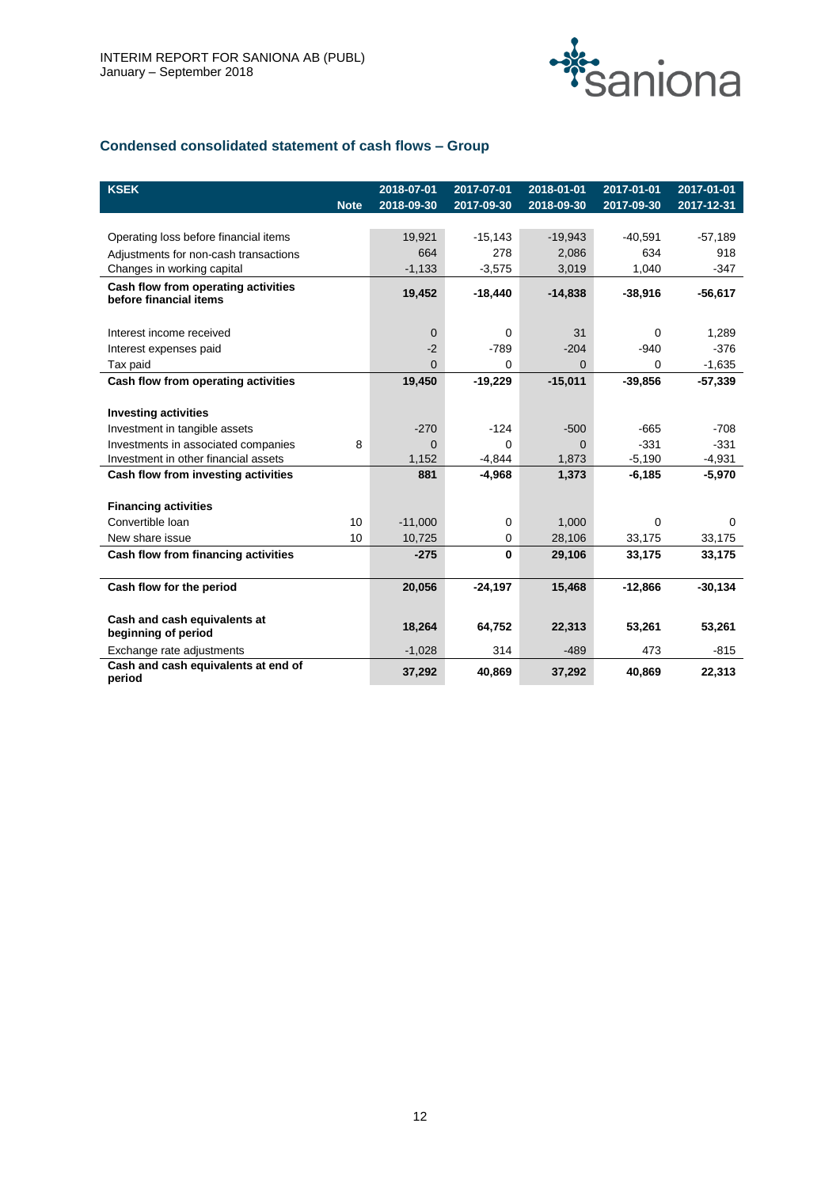## Condensed consolidated statement of cash flows – Group

| KSEK | Note | 2018-07-01<br>2018-09-30 | 2017-07-01<br>2017-09-30 | 2018-01-01<br>2018-09-30 | 2017-01-01<br>2017-09-30 | 2017-01-01<br>2017-12-31 |
|---|---|---|---|---|---|---|
| Operating loss before financial items | | 19,921 | -15,143 | -19,943 | -40,591 | -57,189 |
| Adjustments for non-cash transactions | | 664 | 278 | 2,086 | 634 | 918 |
| Changes in working capital | | -1,133 | -3,575 | 3,019 | 1,040 | -347 |
| **Cash flow from operating activities before financial items** | | **19,452** | **-18,440** | **-14,838** | **-38,916** | **-56,617** |
| Interest income received | | 0 | 0 | 31 | 0 | 1,289 |
| Interest expenses paid | | -2 | -789 | -204 | -940 | -376 |
| Tax paid | | 0 | 0 | 0 | 0 | -1,635 |
| **Cash flow from operating activities** | | **19,450** | **-19,229** | **-15,011** | **-39,856** | **-57,339** |
| **Investing activities** | | | | | | |
| Investment in tangible assets | | -270 | -124 | -500 | -665 | -708 |
| Investments in associated companies | 8 | 0 | 0 | 0 | -331 | -331 |
| Investment in other financial assets | | 1,152 | -4,844 | 1,873 | -5,190 | -4,931 |
| **Cash flow from investing activities** | | **881** | **-4,968** | **1,373** | **-6,185** | **-5,970** |
| **Financing activities** | | | | | | |
| Convertible loan | 10 | -11,000 | 0 | 1,000 | 0 | 0 |
| New share issue | 10 | 10,725 | 0 | 28,106 | 33,175 | 33,175 |
| **Cash flow from financing activities** | | **-275** | **0** | **29,106** | **33,175** | **33,175** |
| **Cash flow for the period** | | **20,056** | **-24,197** | **15,468** | **-12,866** | **-30,134** |
| **Cash and cash equivalents at beginning of period** | | **18,264** | **64,752** | **22,313** | **53,261** | **53,261** |
| Exchange rate adjustments | | -1,028 | 314 | -489 | 473 | -815 |
| **Cash and cash equivalents at end of period** | | **37,292** | **40,869** | **37,292** | **40,869** | **22,313** |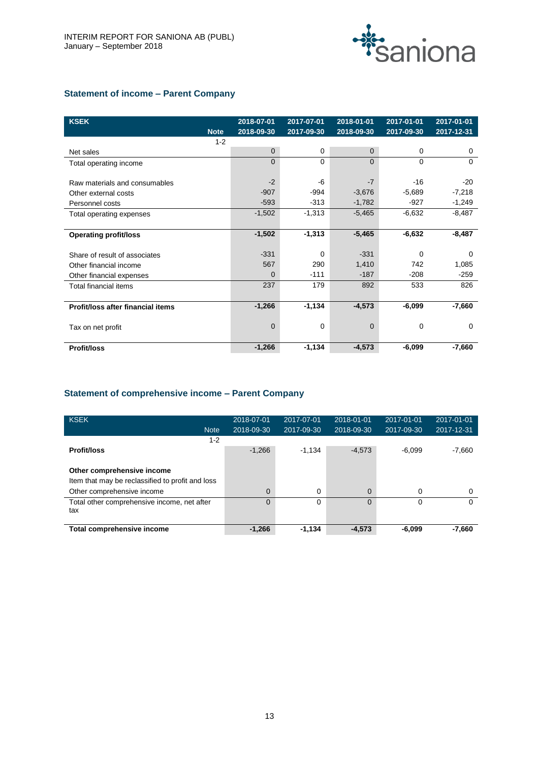## Statement of income – Parent Company

| KSEK | Note | 2018-07-01<br>2018-09-30 | 2017-07-01<br>2017-09-30 | 2018-01-01<br>2018-09-30 | 2017-01-01<br>2017-09-30 | 2017-01-01<br>2017-12-31 |
|---|---|---|---|---|---|---|
| | 1-2 | | | | | |
| Net sales | | 0 | 0 | 0 | 0 | 0 |
| Total operating income | | 0 | 0 | 0 | 0 | 0 |
| | | | | | | |
| Raw materials and consumables | | -2 | -6 | -7 | -16 | -20 |
| Other external costs | | -907 | -994 | -3,676 | -5,689 | -7,218 |
| Personnel costs | | -593 | -313 | -1,782 | -927 | -1,249 |
| Total operating expenses | | -1,502 | -1,313 | -5,465 | -6,632 | -8,487 |
| | | | | | | |
| **Operating profit/loss** | | **-1,502** | **-1,313** | **-5,465** | **-6,632** | **-8,487** |
| | | | | | | |
| Share of result of associates | | -331 | 0 | -331 | 0 | 0 |
| Other financial income | | 567 | 290 | 1,410 | 742 | 1,085 |
| Other financial expenses | | 0 | -111 | -187 | -208 | -259 |
| Total financial items | | 237 | 179 | 892 | 533 | 826 |
| | | | | | | |
| **Profit/loss after financial items** | | **-1,266** | **-1,134** | **-4,573** | **-6,099** | **-7,660** |
| | | | | | | |
| Tax on net profit | | 0 | 0 | 0 | 0 | 0 |
| | | | | | | |
| **Profit/loss** | | **-1,266** | **-1,134** | **-4,573** | **-6,099** | **-7,660** |

## Statement of comprehensive income – Parent Company

| KSEK | Note | 2018-07-01<br>2018-09-30 | 2017-07-01<br>2017-09-30 | 2018-01-01<br>2018-09-30 | 2017-01-01<br>2017-09-30 | 2017-01-01<br>2017-12-31 |
|---|---|---|---|---|---|---|
| | 1-2 | | | | | |
| **Profit/loss** | | -1,266 | -1,134 | -4,573 | -6,099 | -7,660 |
| | | | | | | |
| **Other comprehensive income** | | | | | | |
| Item that may be reclassified to profit and loss | | | | | | |
| Other comprehensive income | | 0 | 0 | 0 | 0 | 0 |
| Total other comprehensive income, net after tax | | 0 | 0 | 0 | 0 | 0 |
| | | | | | | |
| **Total comprehensive income** | | **-1,266** | **-1,134** | **-4,573** | **-6,099** | **-7,660** |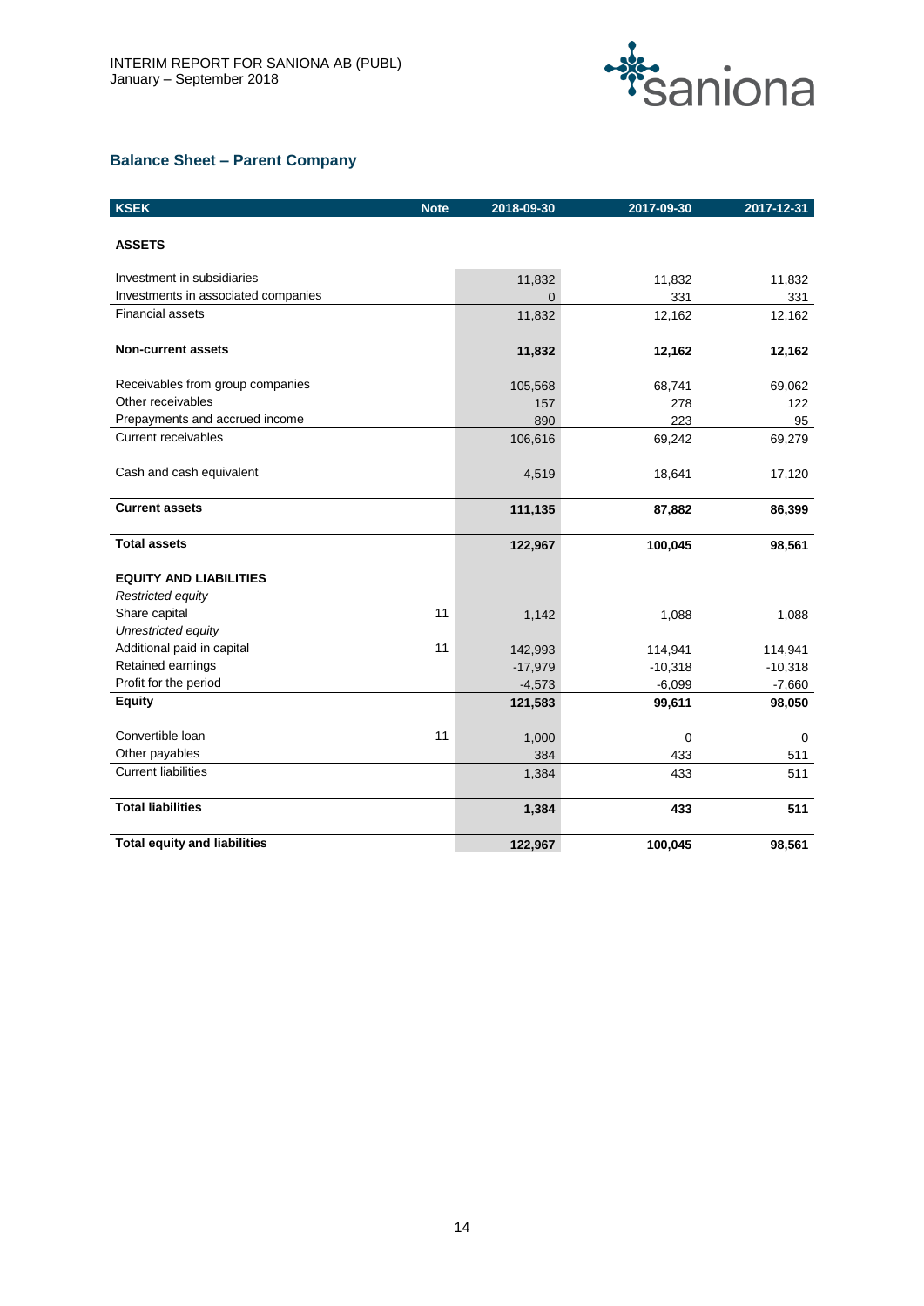## Balance Sheet – Parent Company

| KSEK | Note | 2018-09-30 | 2017-09-30 | 2017-12-31 |
|---|---|---|---|---|
| **ASSETS** | | | | |
| Investment in subsidiaries | | 11,832 | 11,832 | 11,832 |
| Investments in associated companies | | 0 | 331 | 331 |
| Financial assets | | 11,832 | 12,162 | 12,162 |
| **Non-current assets** | | **11,832** | **12,162** | **12,162** |
| Receivables from group companies | | 105,568 | 68,741 | 69,062 |
| Other receivables | | 157 | 278 | 122 |
| Prepayments and accrued income | | 890 | 223 | 95 |
| Current receivables | | 106,616 | 69,242 | 69,279 |
| Cash and cash equivalent | | 4,519 | 18,641 | 17,120 |
| **Current assets** | | **111,135** | **87,882** | **86,399** |
| **Total assets** | | **122,967** | **100,045** | **98,561** |
| **EQUITY AND LIABILITIES** | | | | |
| *Restricted equity* | | | | |
| Share capital | 11 | 1,142 | 1,088 | 1,088 |
| *Unrestricted equity* | | | | |
| Additional paid in capital | 11 | 142,993 | 114,941 | 114,941 |
| Retained earnings | | -17,979 | -10,318 | -10,318 |
| Profit for the period | | -4,573 | -6,099 | -7,660 |
| **Equity** | | **121,583** | **99,611** | **98,050** |
| Convertible loan | 11 | 1,000 | 0 | 0 |
| Other payables | | 384 | 433 | 511 |
| Current liabilities | | 1,384 | 433 | 511 |
| **Total liabilities** | | **1,384** | **433** | **511** |
| **Total equity and liabilities** | | **122,967** | **100,045** | **98,561** |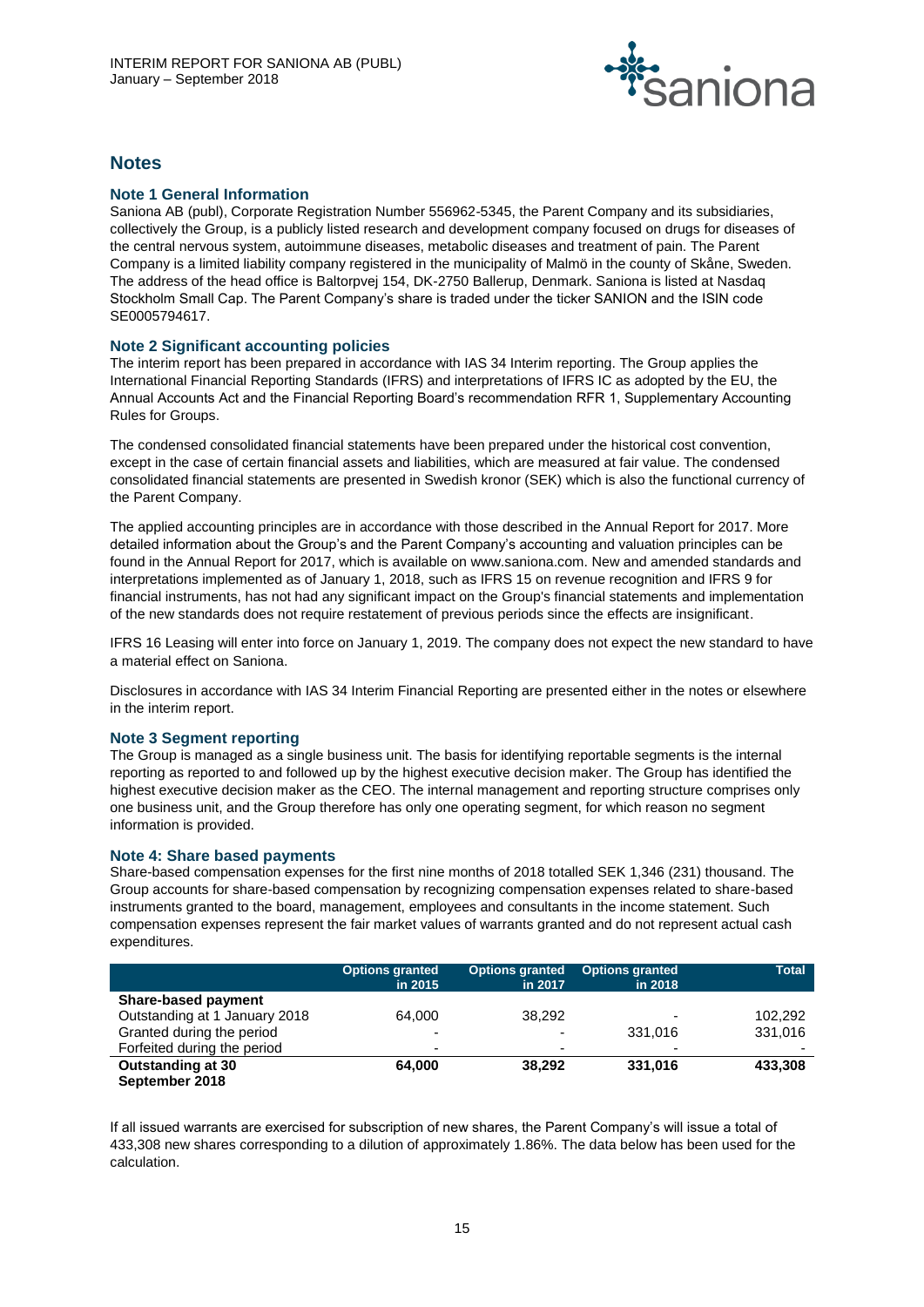# Notes

## Note 1 General Information

Saniona AB (publ), Corporate Registration Number 556962-5345, the Parent Company and its subsidiaries, collectively the Group, is a publicly listed research and development company focused on drugs for diseases of the central nervous system, autoimmune diseases, metabolic diseases and treatment of pain. The Parent Company is a limited liability company registered in the municipality of Malmö in the county of Skåne, Sweden. The address of the head office is Baltorpvej 154, DK-2750 Ballerup, Denmark. Saniona is listed at Nasdaq Stockholm Small Cap. The Parent Company's share is traded under the ticker SANION and the ISIN code SE0005794617.

## Note 2 Significant accounting policies

The interim report has been prepared in accordance with IAS 34 Interim reporting. The Group applies the International Financial Reporting Standards (IFRS) and interpretations of IFRS IC as adopted by the EU, the Annual Accounts Act and the Financial Reporting Board's recommendation RFR 1, Supplementary Accounting Rules for Groups.

The condensed consolidated financial statements have been prepared under the historical cost convention, except in the case of certain financial assets and liabilities, which are measured at fair value. The condensed consolidated financial statements are presented in Swedish kronor (SEK) which is also the functional currency of the Parent Company.

The applied accounting principles are in accordance with those described in the Annual Report for 2017. More detailed information about the Group's and the Parent Company's accounting and valuation principles can be found in the Annual Report for 2017, which is available on www.saniona.com. New and amended standards and interpretations implemented as of January 1, 2018, such as IFRS 15 on revenue recognition and IFRS 9 for financial instruments, has not had any significant impact on the Group's financial statements and implementation of the new standards does not require restatement of previous periods since the effects are insignificant.

IFRS 16 Leasing will enter into force on January 1, 2019. The company does not expect the new standard to have a material effect on Saniona.

Disclosures in accordance with IAS 34 Interim Financial Reporting are presented either in the notes or elsewhere in the interim report.

## Note 3 Segment reporting

The Group is managed as a single business unit. The basis for identifying reportable segments is the internal reporting as reported to and followed up by the highest executive decision maker. The Group has identified the highest executive decision maker as the CEO. The internal management and reporting structure comprises only one business unit, and the Group therefore has only one operating segment, for which reason no segment information is provided.

## Note 4: Share based payments

Share-based compensation expenses for the first nine months of 2018 totalled SEK 1,346 (231) thousand. The Group accounts for share-based compensation by recognizing compensation expenses related to share-based instruments granted to the board, management, employees and consultants in the income statement. Such compensation expenses represent the fair market values of warrants granted and do not represent actual cash expenditures.

| | Options granted in 2015 | Options granted in 2017 | Options granted in 2018 | Total |
|---|---|---|---|---|
| **Share-based payment** | | | | |
| Outstanding at 1 January 2018 | 64,000 | 38,292 | - | 102,292 |
| Granted during the period | - | - | 331,016 | 331,016 |
| Forfeited during the period | - | - | - | - |
| **Outstanding at 30 September 2018** | **64,000** | **38,292** | **331,016** | **433,308** |

If all issued warrants are exercised for subscription of new shares, the Parent Company's will issue a total of 433,308 new shares corresponding to a dilution of approximately 1.86%. The data below has been used for the calculation.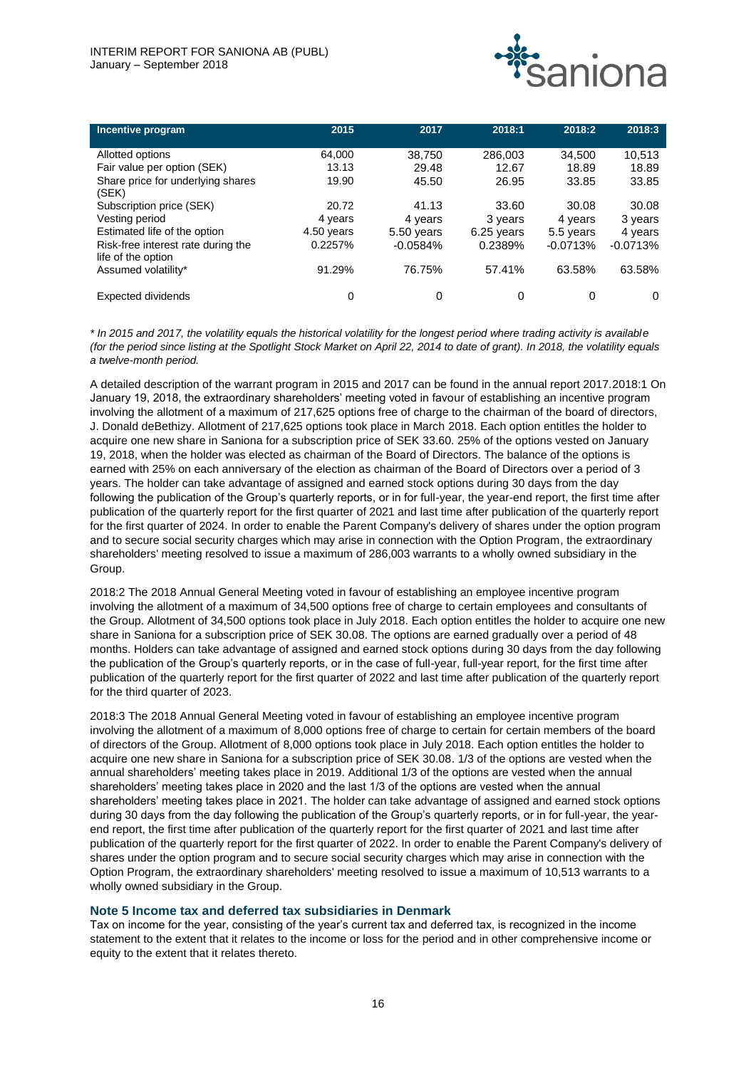| Incentive program | 2015 | 2017 | 2018:1 | 2018:2 | 2018:3 |
|---|---|---|---|---|---|
| Allotted options | 64,000 | 38,750 | 286,003 | 34,500 | 10,513 |
| Fair value per option (SEK) | 13.13 | 29.48 | 12.67 | 18.89 | 18.89 |
| Share price for underlying shares (SEK) | 19.90 | 45.50 | 26.95 | 33.85 | 33.85 |
| Subscription price (SEK) | 20.72 | 41.13 | 33.60 | 30.08 | 30.08 |
| Vesting period | 4 years | 4 years | 3 years | 4 years | 3 years |
| Estimated life of the option | 4.50 years | 5.50 years | 6.25 years | 5.5 years | 4 years |
| Risk-free interest rate during the life of the option | 0.2257% | -0.0584% | 0.2389% | -0.0713% | -0.0713% |
| Assumed volatility* | 91.29% | 76.75% | 57.41% | 63.58% | 63.58% |
| Expected dividends | 0 | 0 | 0 | 0 | 0 |

*\* In 2015 and 2017, the volatility equals the historical volatility for the longest period where trading activity is available (for the period since listing at the Spotlight Stock Market on April 22, 2014 to date of grant). In 2018, the volatility equals a twelve-month period.*

A detailed description of the warrant program in 2015 and 2017 can be found in the annual report 2017.2018:1 On January 19, 2018, the extraordinary shareholders' meeting voted in favour of establishing an incentive program involving the allotment of a maximum of 217,625 options free of charge to the chairman of the board of directors, J. Donald deBethizy. Allotment of 217,625 options took place in March 2018. Each option entitles the holder to acquire one new share in Saniona for a subscription price of SEK 33.60. 25% of the options vested on January 19, 2018, when the holder was elected as chairman of the Board of Directors. The balance of the options is earned with 25% on each anniversary of the election as chairman of the Board of Directors over a period of 3 years. The holder can take advantage of assigned and earned stock options during 30 days from the day following the publication of the Group's quarterly reports, or in for full-year, the year-end report, the first time after publication of the quarterly report for the first quarter of 2021 and last time after publication of the quarterly report for the first quarter of 2024. In order to enable the Parent Company's delivery of shares under the option program and to secure social security charges which may arise in connection with the Option Program, the extraordinary shareholders' meeting resolved to issue a maximum of 286,003 warrants to a wholly owned subsidiary in the Group.

2018:2 The 2018 Annual General Meeting voted in favour of establishing an employee incentive program involving the allotment of a maximum of 34,500 options free of charge to certain employees and consultants of the Group. Allotment of 34,500 options took place in July 2018. Each option entitles the holder to acquire one new share in Saniona for a subscription price of SEK 30.08. The options are earned gradually over a period of 48 months. Holders can take advantage of assigned and earned stock options during 30 days from the day following the publication of the Group's quarterly reports, or in the case of full-year, full-year report, for the first time after publication of the quarterly report for the first quarter of 2022 and last time after publication of the quarterly report for the third quarter of 2023.

2018:3 The 2018 Annual General Meeting voted in favour of establishing an employee incentive program involving the allotment of a maximum of 8,000 options free of charge to certain for certain members of the board of directors of the Group. Allotment of 8,000 options took place in July 2018. Each option entitles the holder to acquire one new share in Saniona for a subscription price of SEK 30.08. 1/3 of the options are vested when the annual shareholders' meeting takes place in 2019. Additional 1/3 of the options are vested when the annual shareholders' meeting takes place in 2020 and the last 1/3 of the options are vested when the annual shareholders' meeting takes place in 2021. The holder can take advantage of assigned and earned stock options during 30 days from the day following the publication of the Group's quarterly reports, or in for full-year, the year-end report, the first time after publication of the quarterly report for the first quarter of 2021 and last time after publication of the quarterly report for the first quarter of 2022. In order to enable the Parent Company's delivery of shares under the option program and to secure social security charges which may arise in connection with the Option Program, the extraordinary shareholders' meeting resolved to issue a maximum of 10,513 warrants to a wholly owned subsidiary in the Group.

### Note 5 Income tax and deferred tax subsidiaries in Denmark

Tax on income for the year, consisting of the year's current tax and deferred tax, is recognized in the income statement to the extent that it relates to the income or loss for the period and in other comprehensive income or equity to the extent that it relates thereto.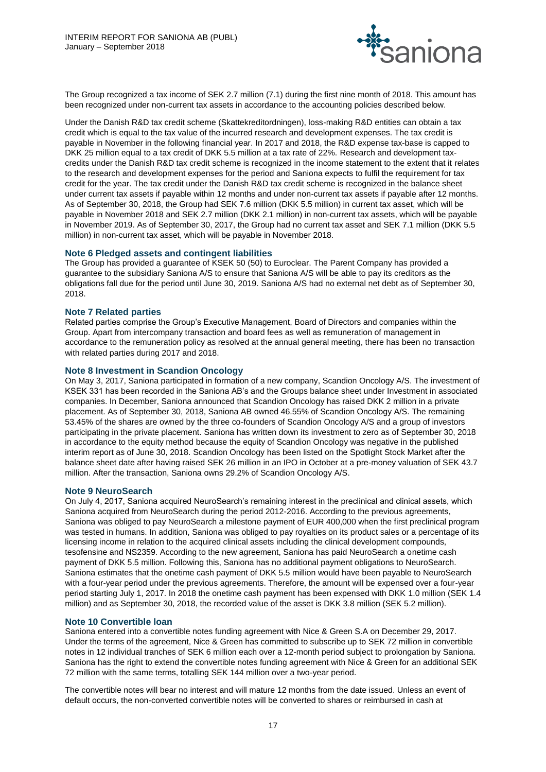The Group recognized a tax income of SEK 2.7 million (7.1) during the first nine month of 2018. This amount has been recognized under non-current tax assets in accordance to the accounting policies described below.

Under the Danish R&D tax credit scheme (Skattekreditordningen), loss-making R&D entities can obtain a tax credit which is equal to the tax value of the incurred research and development expenses. The tax credit is payable in November in the following financial year. In 2017 and 2018, the R&D expense tax-base is capped to DKK 25 million equal to a tax credit of DKK 5.5 million at a tax rate of 22%. Research and development tax-credits under the Danish R&D tax credit scheme is recognized in the income statement to the extent that it relates to the research and development expenses for the period and Saniona expects to fulfil the requirement for tax credit for the year. The tax credit under the Danish R&D tax credit scheme is recognized in the balance sheet under current tax assets if payable within 12 months and under non-current tax assets if payable after 12 months. As of September 30, 2018, the Group had SEK 7.6 million (DKK 5.5 million) in current tax asset, which will be payable in November 2018 and SEK 2.7 million (DKK 2.1 million) in non-current tax assets, which will be payable in November 2019. As of September 30, 2017, the Group had no current tax asset and SEK 7.1 million (DKK 5.5 million) in non-current tax asset, which will be payable in November 2018.

## Note 6 Pledged assets and contingent liabilities

The Group has provided a guarantee of KSEK 50 (50) to Euroclear. The Parent Company has provided a guarantee to the subsidiary Saniona A/S to ensure that Saniona A/S will be able to pay its creditors as the obligations fall due for the period until June 30, 2019. Saniona A/S had no external net debt as of September 30, 2018.

## Note 7 Related parties

Related parties comprise the Group's Executive Management, Board of Directors and companies within the Group. Apart from intercompany transaction and board fees as well as remuneration of management in accordance to the remuneration policy as resolved at the annual general meeting, there has been no transaction with related parties during 2017 and 2018.

## Note 8 Investment in Scandion Oncology

On May 3, 2017, Saniona participated in formation of a new company, Scandion Oncology A/S. The investment of KSEK 331 has been recorded in the Saniona AB's and the Groups balance sheet under Investment in associated companies. In December, Saniona announced that Scandion Oncology has raised DKK 2 million in a private placement. As of September 30, 2018, Saniona AB owned 46.55% of Scandion Oncology A/S. The remaining 53.45% of the shares are owned by the three co-founders of Scandion Oncology A/S and a group of investors participating in the private placement. Saniona has written down its investment to zero as of September 30, 2018 in accordance to the equity method because the equity of Scandion Oncology was negative in the published interim report as of June 30, 2018. Scandion Oncology has been listed on the Spotlight Stock Market after the balance sheet date after having raised SEK 26 million in an IPO in October at a pre-money valuation of SEK 43.7 million. After the transaction, Saniona owns 29.2% of Scandion Oncology A/S.

## Note 9 NeuroSearch

On July 4, 2017, Saniona acquired NeuroSearch's remaining interest in the preclinical and clinical assets, which Saniona acquired from NeuroSearch during the period 2012-2016. According to the previous agreements, Saniona was obliged to pay NeuroSearch a milestone payment of EUR 400,000 when the first preclinical program was tested in humans. In addition, Saniona was obliged to pay royalties on its product sales or a percentage of its licensing income in relation to the acquired clinical assets including the clinical development compounds, tesofensine and NS2359. According to the new agreement, Saniona has paid NeuroSearch a onetime cash payment of DKK 5.5 million. Following this, Saniona has no additional payment obligations to NeuroSearch. Saniona estimates that the onetime cash payment of DKK 5.5 million would have been payable to NeuroSearch with a four-year period under the previous agreements. Therefore, the amount will be expensed over a four-year period starting July 1, 2017. In 2018 the onetime cash payment has been expensed with DKK 1.0 million (SEK 1.4 million) and as September 30, 2018, the recorded value of the asset is DKK 3.8 million (SEK 5.2 million).

## Note 10 Convertible loan

Saniona entered into a convertible notes funding agreement with Nice & Green S.A on December 29, 2017. Under the terms of the agreement, Nice & Green has committed to subscribe up to SEK 72 million in convertible notes in 12 individual tranches of SEK 6 million each over a 12-month period subject to prolongation by Saniona. Saniona has the right to extend the convertible notes funding agreement with Nice & Green for an additional SEK 72 million with the same terms, totalling SEK 144 million over a two-year period.

The convertible notes will bear no interest and will mature 12 months from the date issued. Unless an event of default occurs, the non-converted convertible notes will be converted to shares or reimbursed in cash at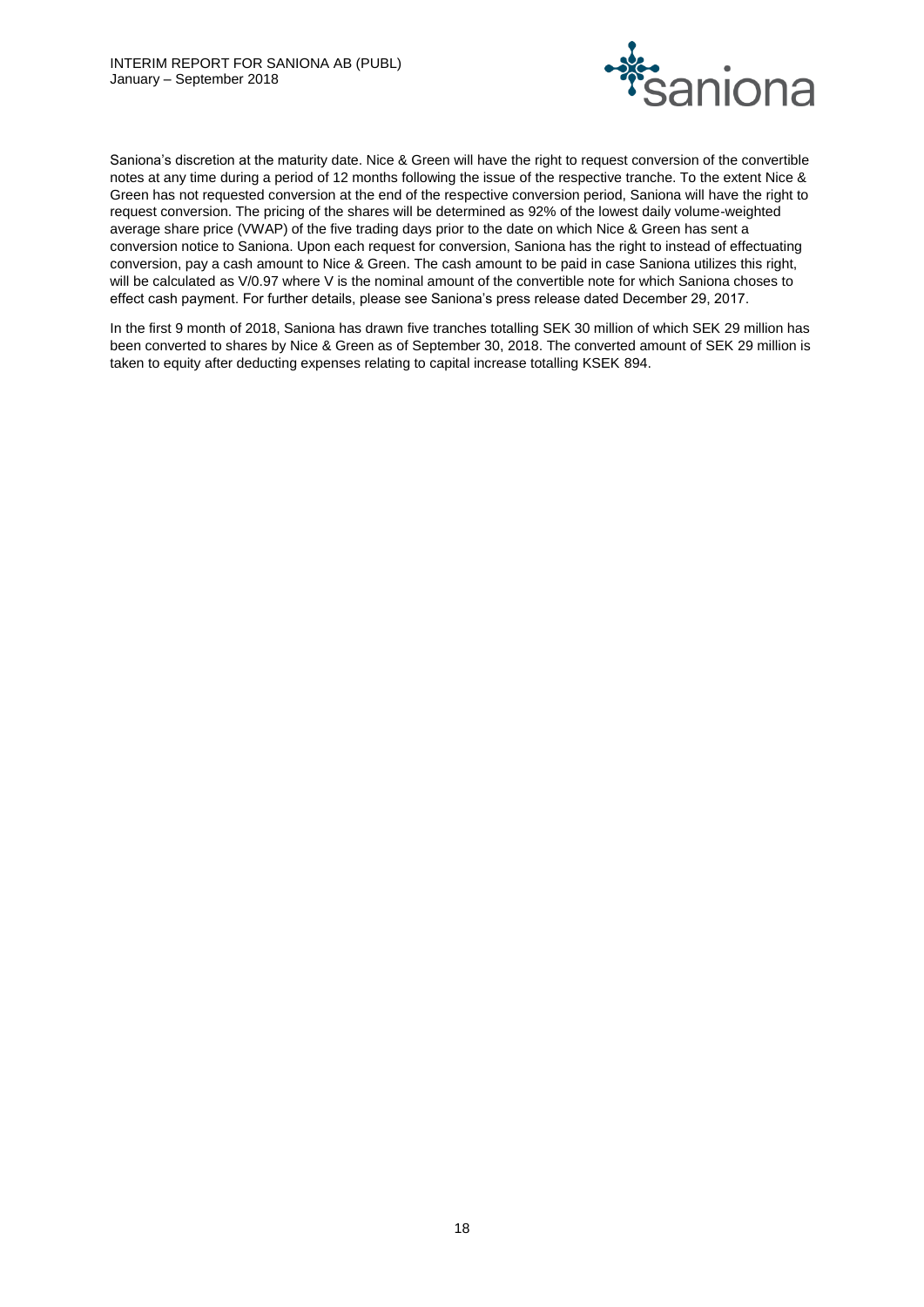Saniona's discretion at the maturity date. Nice & Green will have the right to request conversion of the convertible notes at any time during a period of 12 months following the issue of the respective tranche. To the extent Nice & Green has not requested conversion at the end of the respective conversion period, Saniona will have the right to request conversion. The pricing of the shares will be determined as 92% of the lowest daily volume-weighted average share price (VWAP) of the five trading days prior to the date on which Nice & Green has sent a conversion notice to Saniona. Upon each request for conversion, Saniona has the right to instead of effectuating conversion, pay a cash amount to Nice & Green. The cash amount to be paid in case Saniona utilizes this right, will be calculated as V/0.97 where V is the nominal amount of the convertible note for which Saniona choses to effect cash payment. For further details, please see Saniona's press release dated December 29, 2017.

In the first 9 month of 2018, Saniona has drawn five tranches totalling SEK 30 million of which SEK 29 million has been converted to shares by Nice & Green as of September 30, 2018. The converted amount of SEK 29 million is taken to equity after deducting expenses relating to capital increase totalling KSEK 894.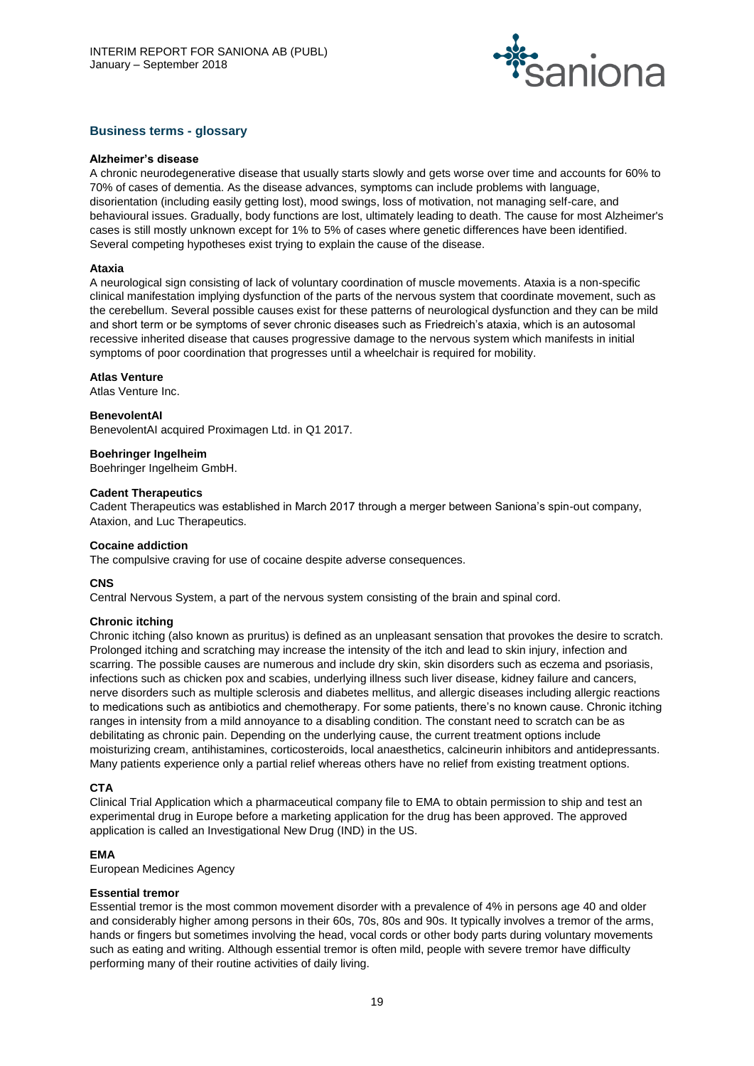## Business terms - glossary

**Alzheimer's disease**
A chronic neurodegenerative disease that usually starts slowly and gets worse over time and accounts for 60% to 70% of cases of dementia. As the disease advances, symptoms can include problems with language, disorientation (including easily getting lost), mood swings, loss of motivation, not managing self-care, and behavioural issues. Gradually, body functions are lost, ultimately leading to death. The cause for most Alzheimer's cases is still mostly unknown except for 1% to 5% of cases where genetic differences have been identified. Several competing hypotheses exist trying to explain the cause of the disease.

**Ataxia**
A neurological sign consisting of lack of voluntary coordination of muscle movements. Ataxia is a non-specific clinical manifestation implying dysfunction of the parts of the nervous system that coordinate movement, such as the cerebellum. Several possible causes exist for these patterns of neurological dysfunction and they can be mild and short term or be symptoms of sever chronic diseases such as Friedreich's ataxia, which is an autosomal recessive inherited disease that causes progressive damage to the nervous system which manifests in initial symptoms of poor coordination that progresses until a wheelchair is required for mobility.

**Atlas Venture**
Atlas Venture Inc.

**BenevolentAI**
BenevolentAI acquired Proximagen Ltd. in Q1 2017.

**Boehringer Ingelheim**
Boehringer Ingelheim GmbH.

**Cadent Therapeutics**
Cadent Therapeutics was established in March 2017 through a merger between Saniona's spin-out company, Ataxion, and Luc Therapeutics.

**Cocaine addiction**
The compulsive craving for use of cocaine despite adverse consequences.

**CNS**
Central Nervous System, a part of the nervous system consisting of the brain and spinal cord.

**Chronic itching**
Chronic itching (also known as pruritus) is defined as an unpleasant sensation that provokes the desire to scratch. Prolonged itching and scratching may increase the intensity of the itch and lead to skin injury, infection and scarring. The possible causes are numerous and include dry skin, skin disorders such as eczema and psoriasis, infections such as chicken pox and scabies, underlying illness such liver disease, kidney failure and cancers, nerve disorders such as multiple sclerosis and diabetes mellitus, and allergic diseases including allergic reactions to medications such as antibiotics and chemotherapy. For some patients, there's no known cause. Chronic itching ranges in intensity from a mild annoyance to a disabling condition. The constant need to scratch can be as debilitating as chronic pain. Depending on the underlying cause, the current treatment options include moisturizing cream, antihistamines, corticosteroids, local anaesthetics, calcineurin inhibitors and antidepressants. Many patients experience only a partial relief whereas others have no relief from existing treatment options.

**CTA**
Clinical Trial Application which a pharmaceutical company file to EMA to obtain permission to ship and test an experimental drug in Europe before a marketing application for the drug has been approved. The approved application is called an Investigational New Drug (IND) in the US.

**EMA**
European Medicines Agency

**Essential tremor**
Essential tremor is the most common movement disorder with a prevalence of 4% in persons age 40 and older and considerably higher among persons in their 60s, 70s, 80s and 90s. It typically involves a tremor of the arms, hands or fingers but sometimes involving the head, vocal cords or other body parts during voluntary movements such as eating and writing. Although essential tremor is often mild, people with severe tremor have difficulty performing many of their routine activities of daily living.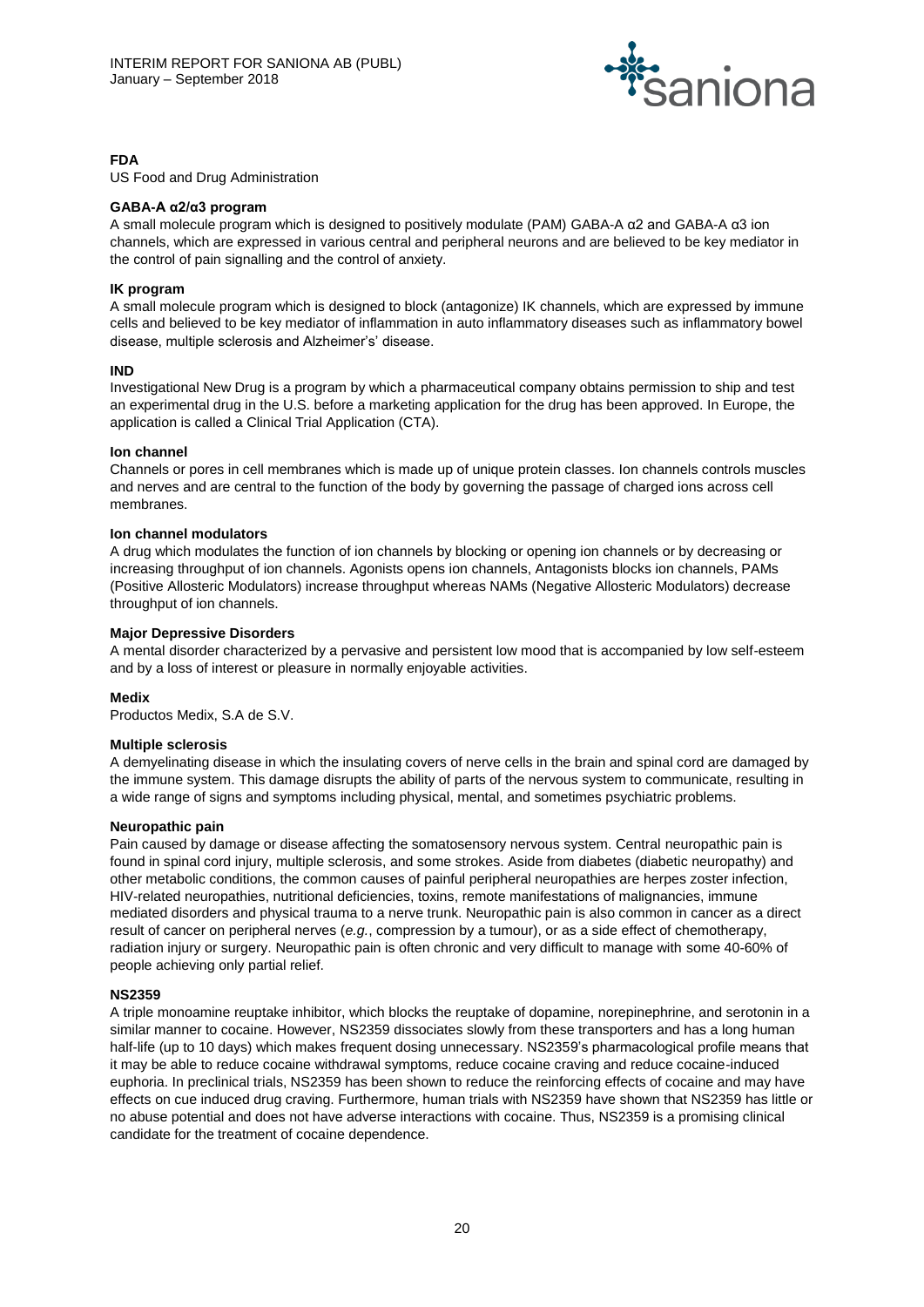**FDA**

US Food and Drug Administration

**GABA-A α2/α3 program**

A small molecule program which is designed to positively modulate (PAM) GABA-A α2 and GABA-A α3 ion channels, which are expressed in various central and peripheral neurons and are believed to be key mediator in the control of pain signalling and the control of anxiety.

**IK program**

A small molecule program which is designed to block (antagonize) IK channels, which are expressed by immune cells and believed to be key mediator of inflammation in auto inflammatory diseases such as inflammatory bowel disease, multiple sclerosis and Alzheimer's' disease.

**IND**

Investigational New Drug is a program by which a pharmaceutical company obtains permission to ship and test an experimental drug in the U.S. before a marketing application for the drug has been approved. In Europe, the application is called a Clinical Trial Application (CTA).

**Ion channel**

Channels or pores in cell membranes which is made up of unique protein classes. Ion channels controls muscles and nerves and are central to the function of the body by governing the passage of charged ions across cell membranes.

**Ion channel modulators**

A drug which modulates the function of ion channels by blocking or opening ion channels or by decreasing or increasing throughput of ion channels. Agonists opens ion channels, Antagonists blocks ion channels, PAMs (Positive Allosteric Modulators) increase throughput whereas NAMs (Negative Allosteric Modulators) decrease throughput of ion channels.

**Major Depressive Disorders**

A mental disorder characterized by a pervasive and persistent low mood that is accompanied by low self-esteem and by a loss of interest or pleasure in normally enjoyable activities.

**Medix**

Productos Medix, S.A de S.V.

**Multiple sclerosis**

A demyelinating disease in which the insulating covers of nerve cells in the brain and spinal cord are damaged by the immune system. This damage disrupts the ability of parts of the nervous system to communicate, resulting in a wide range of signs and symptoms including physical, mental, and sometimes psychiatric problems.

**Neuropathic pain**

Pain caused by damage or disease affecting the somatosensory nervous system. Central neuropathic pain is found in spinal cord injury, multiple sclerosis, and some strokes. Aside from diabetes (diabetic neuropathy) and other metabolic conditions, the common causes of painful peripheral neuropathies are herpes zoster infection, HIV-related neuropathies, nutritional deficiencies, toxins, remote manifestations of malignancies, immune mediated disorders and physical trauma to a nerve trunk. Neuropathic pain is also common in cancer as a direct result of cancer on peripheral nerves (*e.g.*, compression by a tumour), or as a side effect of chemotherapy, radiation injury or surgery. Neuropathic pain is often chronic and very difficult to manage with some 40-60% of people achieving only partial relief.

**NS2359**

A triple monoamine reuptake inhibitor, which blocks the reuptake of dopamine, norepinephrine, and serotonin in a similar manner to cocaine. However, NS2359 dissociates slowly from these transporters and has a long human half-life (up to 10 days) which makes frequent dosing unnecessary. NS2359's pharmacological profile means that it may be able to reduce cocaine withdrawal symptoms, reduce cocaine craving and reduce cocaine-induced euphoria. In preclinical trials, NS2359 has been shown to reduce the reinforcing effects of cocaine and may have effects on cue induced drug craving. Furthermore, human trials with NS2359 have shown that NS2359 has little or no abuse potential and does not have adverse interactions with cocaine. Thus, NS2359 is a promising clinical candidate for the treatment of cocaine dependence.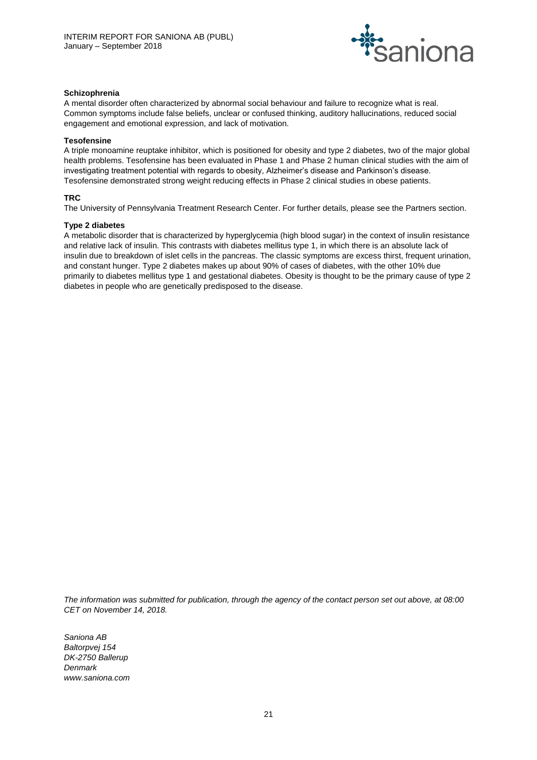**Schizophrenia**
A mental disorder often characterized by abnormal social behaviour and failure to recognize what is real. Common symptoms include false beliefs, unclear or confused thinking, auditory hallucinations, reduced social engagement and emotional expression, and lack of motivation.

**Tesofensine**
A triple monoamine reuptake inhibitor, which is positioned for obesity and type 2 diabetes, two of the major global health problems. Tesofensine has been evaluated in Phase 1 and Phase 2 human clinical studies with the aim of investigating treatment potential with regards to obesity, Alzheimer's disease and Parkinson's disease. Tesofensine demonstrated strong weight reducing effects in Phase 2 clinical studies in obese patients.

**TRC**
The University of Pennsylvania Treatment Research Center. For further details, please see the Partners section.

**Type 2 diabetes**
A metabolic disorder that is characterized by hyperglycemia (high blood sugar) in the context of insulin resistance and relative lack of insulin. This contrasts with diabetes mellitus type 1, in which there is an absolute lack of insulin due to breakdown of islet cells in the pancreas. The classic symptoms are excess thirst, frequent urination, and constant hunger. Type 2 diabetes makes up about 90% of cases of diabetes, with the other 10% due primarily to diabetes mellitus type 1 and gestational diabetes. Obesity is thought to be the primary cause of type 2 diabetes in people who are genetically predisposed to the disease.

*The information was submitted for publication, through the agency of the contact person set out above, at 08:00 CET on November 14, 2018.*

*Saniona AB*
*Baltorpvej 154*
*DK-2750 Ballerup*
*Denmark*
*www.saniona.com*